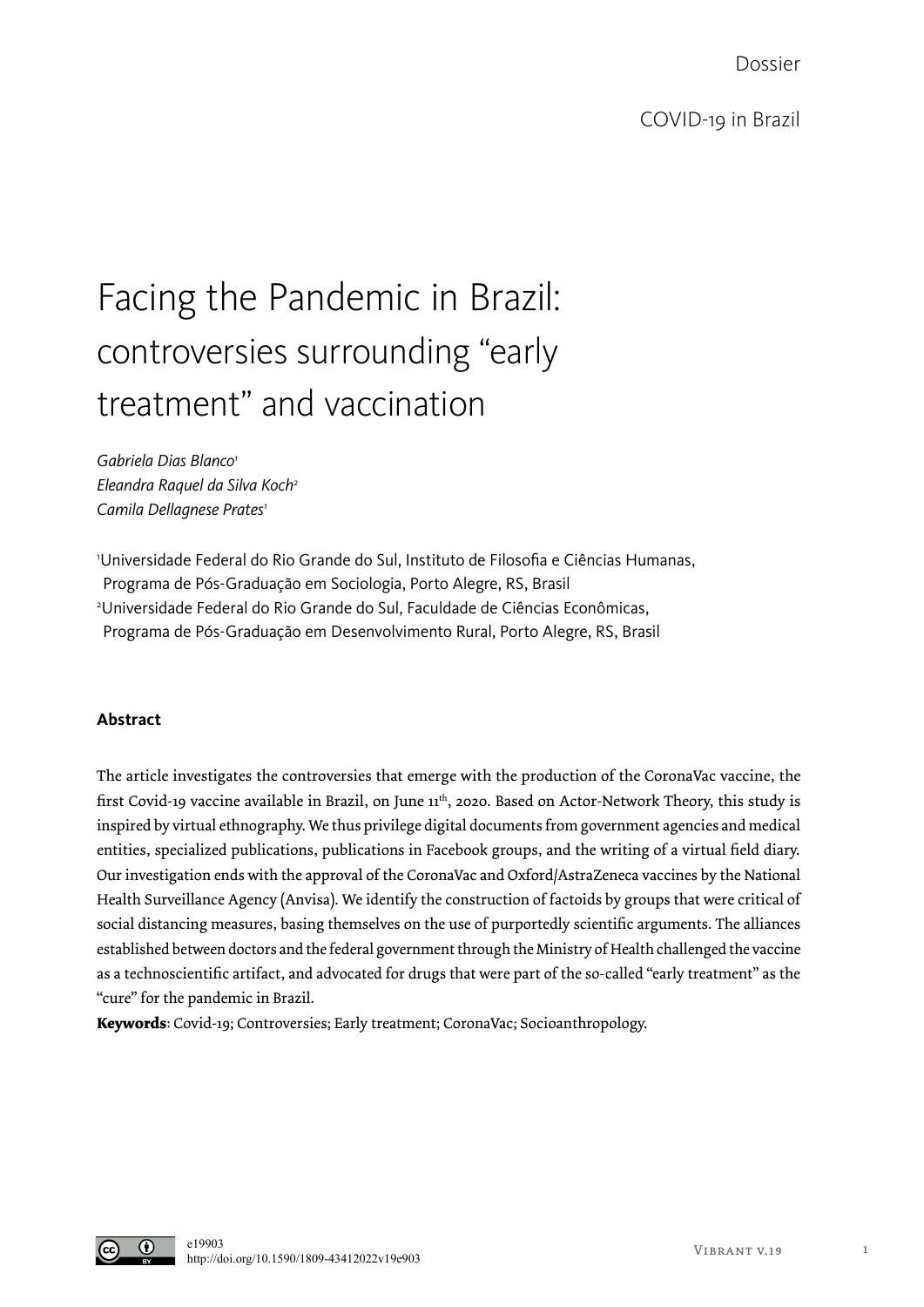Dossier

COVID-19 in Brazil

# Facing the Pandemic in Brazil: controversies surrounding "early treatment" and vaccination

*Gabriela Dias Blanco*[1]
*Eleandra Raquel da Silva Koch*[2]
*Camila Dellagnese Prates*[1]

[1]Universidade Federal do Rio Grande do Sul, Instituto de Filosofia e Ciências Humanas, Programa de Pós-Graduação em Sociologia, Porto Alegre, RS, Brasil
[2]Universidade Federal do Rio Grande do Sul, Faculdade de Ciências Econômicas, Programa de Pós-Graduação em Desenvolvimento Rural, Porto Alegre, RS, Brasil

**Abstract**

The article investigates the controversies that emerge with the production of the CoronaVac vaccine, the first Covid-19 vaccine available in Brazil, on June 11th, 2020. Based on Actor-Network Theory, this study is inspired by virtual ethnography. We thus privilege digital documents from government agencies and medical entities, specialized publications, publications in Facebook groups, and the writing of a virtual field diary. Our investigation ends with the approval of the CoronaVac and Oxford/AstraZeneca vaccines by the National Health Surveillance Agency (Anvisa). We identify the construction of factoids by groups that were critical of social distancing measures, basing themselves on the use of purportedly scientific arguments. The alliances established between doctors and the federal government through the Ministry of Health challenged the vaccine as a technoscientific artifact, and advocated for drugs that were part of the so-called "early treatment" as the "cure" for the pandemic in Brazil.

**Keywords**: Covid-19; Controversies; Early treatment; CoronaVac; Socioanthropology.

e19903
http://doi.org/10.1590/1809-43412022v19e903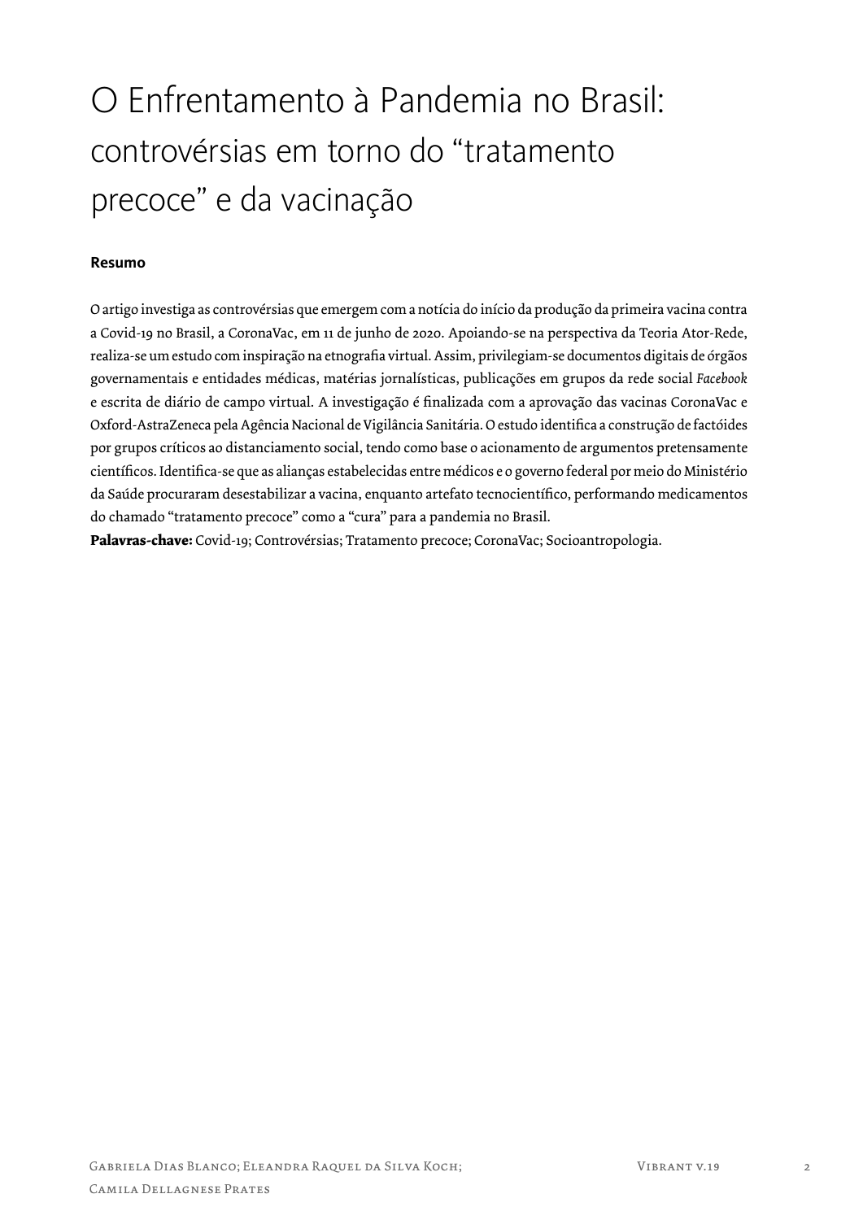# O Enfrentamento à Pandemia no Brasil: controvérsias em torno do "tratamento precoce" e da vacinação

**Resumo**

O artigo investiga as controvérsias que emergem com a notícia do início da produção da primeira vacina contra a Covid-19 no Brasil, a CoronaVac, em 11 de junho de 2020. Apoiando-se na perspectiva da Teoria Ator-Rede, realiza-se um estudo com inspiração na etnografia virtual. Assim, privilegiam-se documentos digitais de órgãos governamentais e entidades médicas, matérias jornalísticas, publicações em grupos da rede social *Facebook* e escrita de diário de campo virtual. A investigação é finalizada com a aprovação das vacinas CoronaVac e Oxford-AstraZeneca pela Agência Nacional de Vigilância Sanitária. O estudo identifica a construção de factóides por grupos críticos ao distanciamento social, tendo como base o acionamento de argumentos pretensamente científicos. Identifica-se que as alianças estabelecidas entre médicos e o governo federal por meio do Ministério da Saúde procuraram desestabilizar a vacina, enquanto artefato tecnocientífico, performando medicamentos do chamado "tratamento precoce" como a "cura" para a pandemia no Brasil.

**Palavras-chave:** Covid-19; Controvérsias; Tratamento precoce; CoronaVac; Socioantropologia.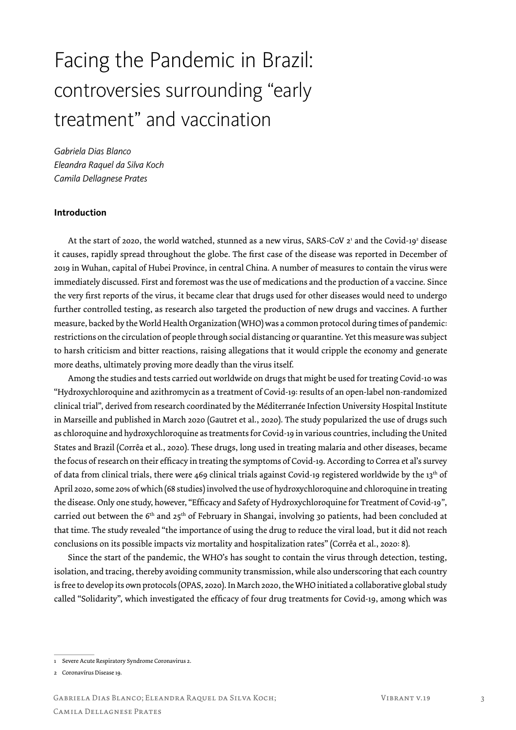# Facing the Pandemic in Brazil: controversies surrounding "early treatment" and vaccination

*Gabriela Dias Blanco*
*Eleandra Raquel da Silva Koch*
*Camila Dellagnese Prates*

## Introduction

At the start of 2020, the world watched, stunned as a new virus, SARS-CoV 2[1] and the Covid-19[2] disease it causes, rapidly spread throughout the globe. The first case of the disease was reported in December of 2019 in Wuhan, capital of Hubei Province, in central China. A number of measures to contain the virus were immediately discussed. First and foremost was the use of medications and the production of a vaccine. Since the very first reports of the virus, it became clear that drugs used for other diseases would need to undergo further controlled testing, as research also targeted the production of new drugs and vaccines. A further measure, backed by the World Health Organization (WHO) was a common protocol during times of pandemic: restrictions on the circulation of people through social distancing or quarantine. Yet this measure was subject to harsh criticism and bitter reactions, raising allegations that it would cripple the economy and generate more deaths, ultimately proving more deadly than the virus itself.

Among the studies and tests carried out worldwide on drugs that might be used for treating Covid-10 was "Hydroxychloroquine and azithromycin as a treatment of Covid-19: results of an open-label non-randomized clinical trial", derived from research coordinated by the Méditerranée Infection University Hospital Institute in Marseille and published in March 2020 (Gautret et al., 2020). The study popularized the use of drugs such as chloroquine and hydroxychloroquine as treatments for Covid-19 in various countries, including the United States and Brazil (Corrêa et al., 2020). These drugs, long used in treating malaria and other diseases, became the focus of research on their efficacy in treating the symptoms of Covid-19. According to Correa et al's survey of data from clinical trials, there were 469 clinical trials against Covid-19 registered worldwide by the 13th of April 2020, some 20% of which (68 studies) involved the use of hydroxychloroquine and chloroquine in treating the disease. Only one study, however, "Efficacy and Safety of Hydroxychloroquine for Treatment of Covid-19", carried out between the 6th and 25th of February in Shangai, involving 30 patients, had been concluded at that time. The study revealed "the importance of using the drug to reduce the viral load, but it did not reach conclusions on its possible impacts viz mortality and hospitalization rates" (Corrêa et al., 2020: 8).

Since the start of the pandemic, the WHO's has sought to contain the virus through detection, testing, isolation, and tracing, thereby avoiding community transmission, while also underscoring that each country is free to develop its own protocols (OPAS, 2020). In March 2020, the WHO initiated a collaborative global study called "Solidarity", which investigated the efficacy of four drug treatments for Covid-19, among which was

---

1 Severe Acute Respiratory Syndrome Coronavirus 2.

2 Coronavírus Disease 19.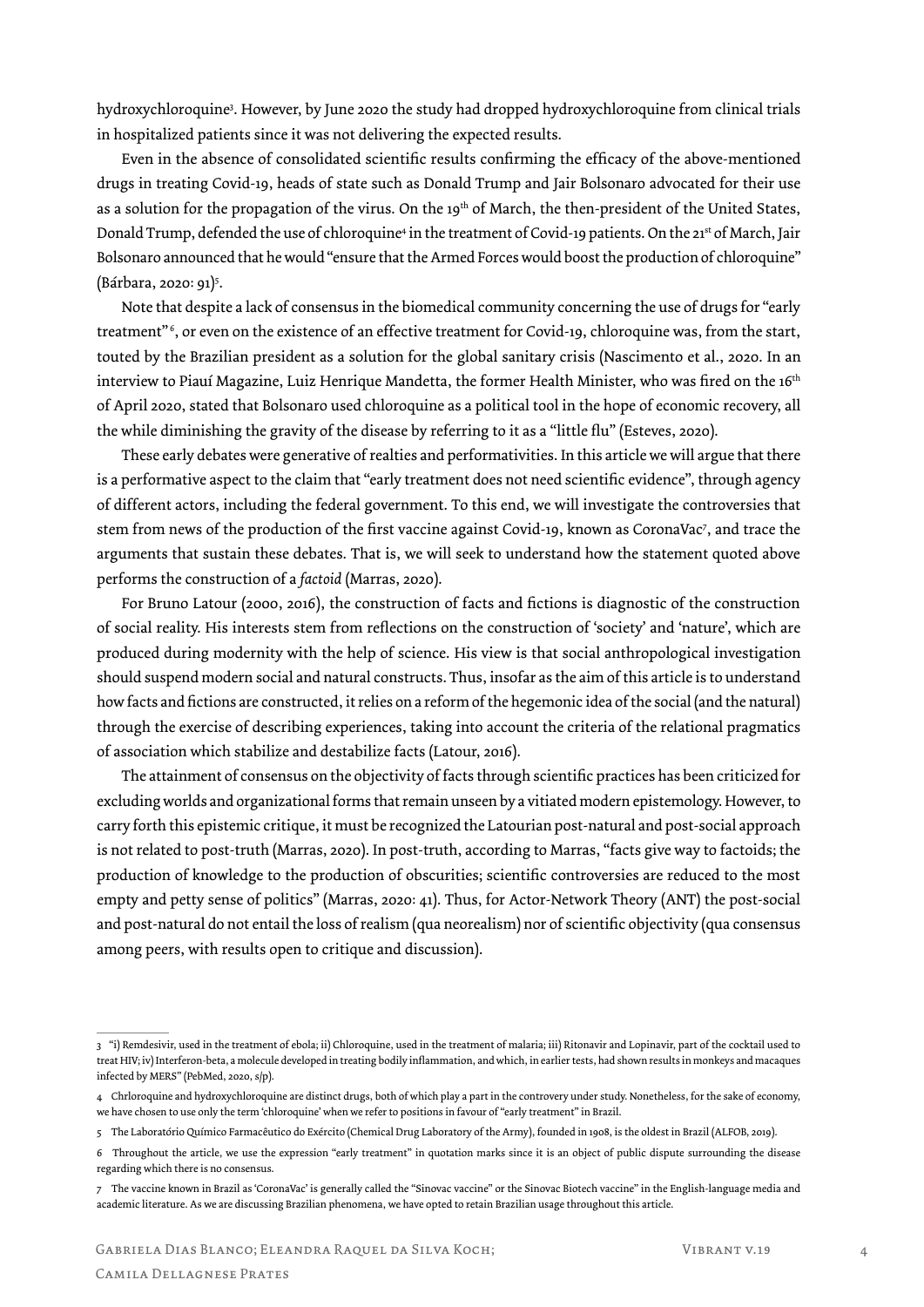hydroxychloroquine[3]. However, by June 2020 the study had dropped hydroxychloroquine from clinical trials in hospitalized patients since it was not delivering the expected results.

Even in the absence of consolidated scientific results confirming the efficacy of the above-mentioned drugs in treating Covid-19, heads of state such as Donald Trump and Jair Bolsonaro advocated for their use as a solution for the propagation of the virus. On the 19th of March, the then-president of the United States, Donald Trump, defended the use of chloroquine[4] in the treatment of Covid-19 patients. On the 21st of March, Jair Bolsonaro announced that he would "ensure that the Armed Forces would boost the production of chloroquine" (Bárbara, 2020: 91)[5].

Note that despite a lack of consensus in the biomedical community concerning the use of drugs for "early treatment"[6], or even on the existence of an effective treatment for Covid-19, chloroquine was, from the start, touted by the Brazilian president as a solution for the global sanitary crisis (Nascimento et al., 2020. In an interview to Piauí Magazine, Luiz Henrique Mandetta, the former Health Minister, who was fired on the 16th of April 2020, stated that Bolsonaro used chloroquine as a political tool in the hope of economic recovery, all the while diminishing the gravity of the disease by referring to it as a "little flu" (Esteves, 2020).

These early debates were generative of realties and performativities. In this article we will argue that there is a performative aspect to the claim that "early treatment does not need scientific evidence", through agency of different actors, including the federal government. To this end, we will investigate the controversies that stem from news of the production of the first vaccine against Covid-19, known as CoronaVac[7], and trace the arguments that sustain these debates. That is, we will seek to understand how the statement quoted above performs the construction of a *factoid* (Marras, 2020).

For Bruno Latour (2000, 2016), the construction of facts and fictions is diagnostic of the construction of social reality. His interests stem from reflections on the construction of 'society' and 'nature', which are produced during modernity with the help of science. His view is that social anthropological investigation should suspend modern social and natural constructs. Thus, insofar as the aim of this article is to understand how facts and fictions are constructed, it relies on a reform of the hegemonic idea of the social (and the natural) through the exercise of describing experiences, taking into account the criteria of the relational pragmatics of association which stabilize and destabilize facts (Latour, 2016).

The attainment of consensus on the objectivity of facts through scientific practices has been criticized for excluding worlds and organizational forms that remain unseen by a vitiated modern epistemology. However, to carry forth this epistemic critique, it must be recognized the Latourian post-natural and post-social approach is not related to post-truth (Marras, 2020). In post-truth, according to Marras, "facts give way to factoids; the production of knowledge to the production of obscurities; scientific controversies are reduced to the most empty and petty sense of politics" (Marras, 2020: 41). Thus, for Actor-Network Theory (ANT) the post-social and post-natural do not entail the loss of realism (qua neorealism) nor of scientific objectivity (qua consensus among peers, with results open to critique and discussion).

---

3 "i) Remdesivir, used in the treatment of ebola; ii) Chloroquine, used in the treatment of malaria; iii) Ritonavir and Lopinavir, part of the cocktail used to treat HIV; iv) Interferon-beta, a molecule developed in treating bodily inflammation, and which, in earlier tests, had shown results in monkeys and macaques infected by MERS" (PebMed, 2020, s/p).

4 Chrloroquine and hydroxychloroquine are distinct drugs, both of which play a part in the controvery under study. Nonetheless, for the sake of economy, we have chosen to use only the term 'chloroquine' when we refer to positions in favour of "early treatment" in Brazil.

5 The Laboratório Químico Farmacêutico do Exército (Chemical Drug Laboratory of the Army), founded in 1908, is the oldest in Brazil (ALFOB, 2019).

6 Throughout the article, we use the expression "early treatment" in quotation marks since it is an object of public dispute surrounding the disease regarding which there is no consensus.

7 The vaccine known in Brazil as 'CoronaVac' is generally called the "Sinovac vaccine" or the Sinovac Biotech vaccine" in the English-language media and academic literature. As we are discussing Brazilian phenomena, we have opted to retain Brazilian usage throughout this article.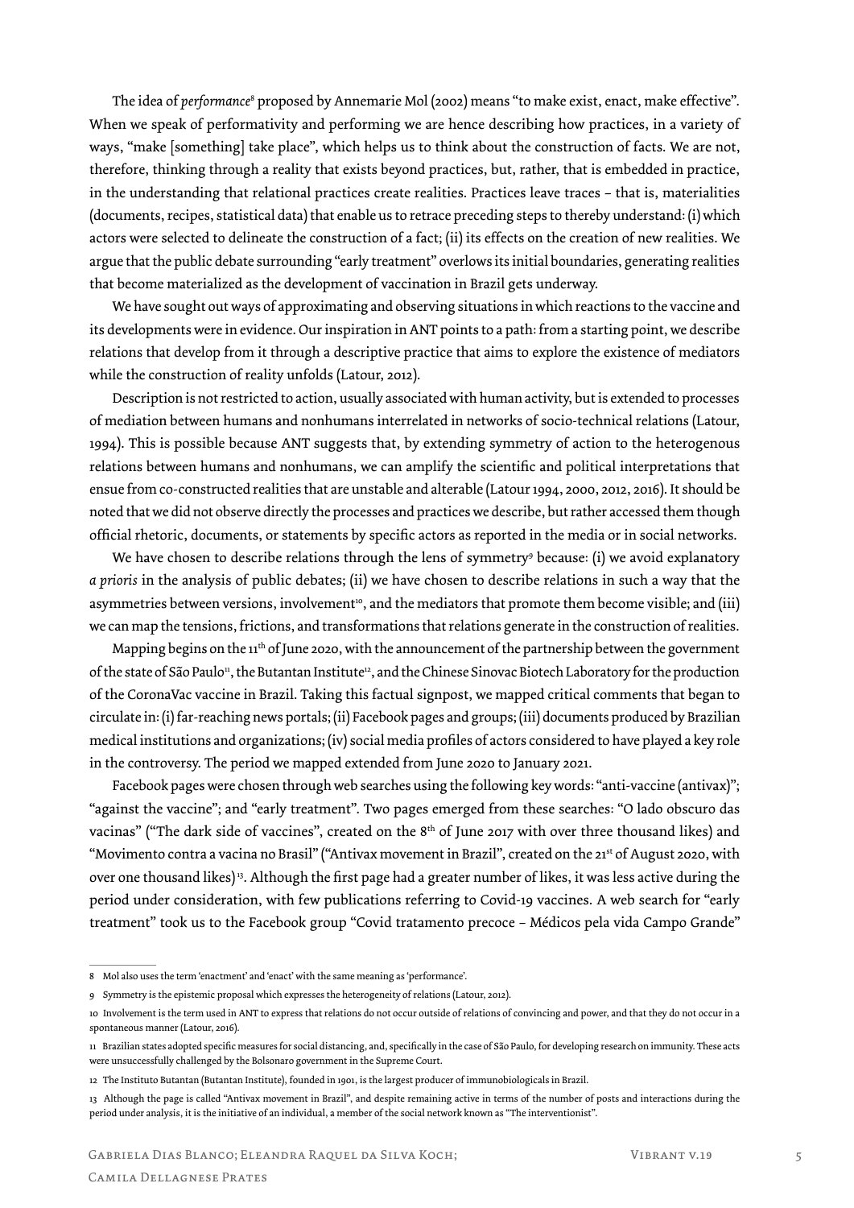The idea of *performance*[8] proposed by Annemarie Mol (2002) means "to make exist, enact, make effective". When we speak of performativity and performing we are hence describing how practices, in a variety of ways, "make [something] take place", which helps us to think about the construction of facts. We are not, therefore, thinking through a reality that exists beyond practices, but, rather, that is embedded in practice, in the understanding that relational practices create realities. Practices leave traces – that is, materialities (documents, recipes, statistical data) that enable us to retrace preceding steps to thereby understand: (i) which actors were selected to delineate the construction of a fact; (ii) its effects on the creation of new realities. We argue that the public debate surrounding "early treatment" overlows its initial boundaries, generating realities that become materialized as the development of vaccination in Brazil gets underway.

We have sought out ways of approximating and observing situations in which reactions to the vaccine and its developments were in evidence. Our inspiration in ANT points to a path: from a starting point, we describe relations that develop from it through a descriptive practice that aims to explore the existence of mediators while the construction of reality unfolds (Latour, 2012).

Description is not restricted to action, usually associated with human activity, but is extended to processes of mediation between humans and nonhumans interrelated in networks of socio-technical relations (Latour, 1994). This is possible because ANT suggests that, by extending symmetry of action to the heterogenous relations between humans and nonhumans, we can amplify the scientific and political interpretations that ensue from co-constructed realities that are unstable and alterable (Latour 1994, 2000, 2012, 2016). It should be noted that we did not observe directly the processes and practices we describe, but rather accessed them though official rhetoric, documents, or statements by specific actors as reported in the media or in social networks.

We have chosen to describe relations through the lens of symmetry[9] because: (i) we avoid explanatory *a prioris* in the analysis of public debates; (ii) we have chosen to describe relations in such a way that the asymmetries between versions, involvement[10], and the mediators that promote them become visible; and (iii) we can map the tensions, frictions, and transformations that relations generate in the construction of realities.

Mapping begins on the 11th of June 2020, with the announcement of the partnership between the government of the state of São Paulo[11], the Butantan Institute[12], and the Chinese Sinovac Biotech Laboratory for the production of the CoronaVac vaccine in Brazil. Taking this factual signpost, we mapped critical comments that began to circulate in: (i) far-reaching news portals; (ii) Facebook pages and groups; (iii) documents produced by Brazilian medical institutions and organizations; (iv) social media profiles of actors considered to have played a key role in the controversy. The period we mapped extended from June 2020 to January 2021.

Facebook pages were chosen through web searches using the following key words: "anti-vaccine (antivax)"; "against the vaccine"; and "early treatment". Two pages emerged from these searches: "O lado obscuro das vacinas" ("The dark side of vaccines", created on the 8th of June 2017 with over three thousand likes) and "Movimento contra a vacina no Brasil" ("Antivax movement in Brazil", created on the 21st of August 2020, with over one thousand likes)[13]. Although the first page had a greater number of likes, it was less active during the period under consideration, with few publications referring to Covid-19 vaccines. A web search for "early treatment" took us to the Facebook group "Covid tratamento precoce – Médicos pela vida Campo Grande"

---

8 Mol also uses the term 'enactment' and 'enact' with the same meaning as 'performance'.

9 Symmetry is the epistemic proposal which expresses the heterogeneity of relations (Latour, 2012).

10 Involvement is the term used in ANT to express that relations do not occur outside of relations of convincing and power, and that they do not occur in a spontaneous manner (Latour, 2016).

11 Brazilian states adopted specific measures for social distancing, and, specifically in the case of São Paulo, for developing research on immunity. These acts were unsuccessfully challenged by the Bolsonaro government in the Supreme Court.

12 The Instituto Butantan (Butantan Institute), founded in 1901, is the largest producer of immunobiologicals in Brazil.

13 Although the page is called "Antivax movement in Brazil", and despite remaining active in terms of the number of posts and interactions during the period under analysis, it is the initiative of an individual, a member of the social network known as "The interventionist".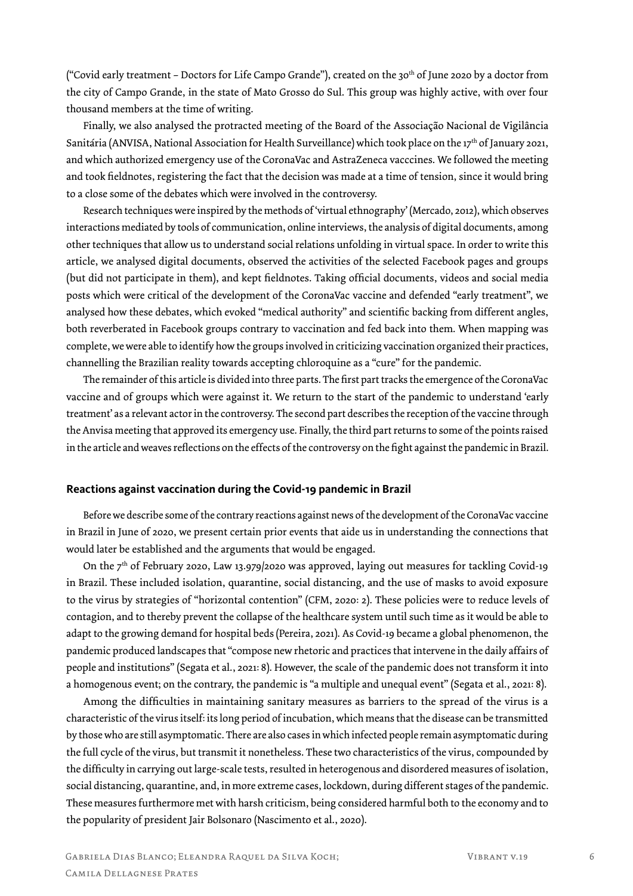("Covid early treatment – Doctors for Life Campo Grande"), created on the 30th of June 2020 by a doctor from the city of Campo Grande, in the state of Mato Grosso do Sul. This group was highly active, with over four thousand members at the time of writing.

Finally, we also analysed the protracted meeting of the Board of the Associação Nacional de Vigilância Sanitária (ANVISA, National Association for Health Surveillance) which took place on the 17th of January 2021, and which authorized emergency use of the CoronaVac and AstraZeneca vacccines. We followed the meeting and took fieldnotes, registering the fact that the decision was made at a time of tension, since it would bring to a close some of the debates which were involved in the controversy.

Research techniques were inspired by the methods of 'virtual ethnography' (Mercado, 2012), which observes interactions mediated by tools of communication, online interviews, the analysis of digital documents, among other techniques that allow us to understand social relations unfolding in virtual space. In order to write this article, we analysed digital documents, observed the activities of the selected Facebook pages and groups (but did not participate in them), and kept fieldnotes. Taking official documents, videos and social media posts which were critical of the development of the CoronaVac vaccine and defended "early treatment", we analysed how these debates, which evoked "medical authority" and scientific backing from different angles, both reverberated in Facebook groups contrary to vaccination and fed back into them. When mapping was complete, we were able to identify how the groups involved in criticizing vaccination organized their practices, channelling the Brazilian reality towards accepting chloroquine as a "cure" for the pandemic.

The remainder of this article is divided into three parts. The first part tracks the emergence of the CoronaVac vaccine and of groups which were against it. We return to the start of the pandemic to understand 'early treatment' as a relevant actor in the controversy. The second part describes the reception of the vaccine through the Anvisa meeting that approved its emergency use. Finally, the third part returns to some of the points raised in the article and weaves reflections on the effects of the controversy on the fight against the pandemic in Brazil.

## Reactions against vaccination during the Covid-19 pandemic in Brazil

Before we describe some of the contrary reactions against news of the development of the CoronaVac vaccine in Brazil in June of 2020, we present certain prior events that aide us in understanding the connections that would later be established and the arguments that would be engaged.

On the 7th of February 2020, Law 13.979/2020 was approved, laying out measures for tackling Covid-19 in Brazil. These included isolation, quarantine, social distancing, and the use of masks to avoid exposure to the virus by strategies of "horizontal contention" (CFM, 2020: 2). These policies were to reduce levels of contagion, and to thereby prevent the collapse of the healthcare system until such time as it would be able to adapt to the growing demand for hospital beds (Pereira, 2021). As Covid-19 became a global phenomenon, the pandemic produced landscapes that "compose new rhetoric and practices that intervene in the daily affairs of people and institutions" (Segata et al., 2021: 8). However, the scale of the pandemic does not transform it into a homogenous event; on the contrary, the pandemic is "a multiple and unequal event" (Segata et al., 2021: 8).

Among the difficulties in maintaining sanitary measures as barriers to the spread of the virus is a characteristic of the virus itself: its long period of incubation, which means that the disease can be transmitted by those who are still asymptomatic. There are also cases in which infected people remain asymptomatic during the full cycle of the virus, but transmit it nonetheless. These two characteristics of the virus, compounded by the difficulty in carrying out large-scale tests, resulted in heterogenous and disordered measures of isolation, social distancing, quarantine, and, in more extreme cases, lockdown, during different stages of the pandemic. These measures furthermore met with harsh criticism, being considered harmful both to the economy and to the popularity of president Jair Bolsonaro (Nascimento et al., 2020).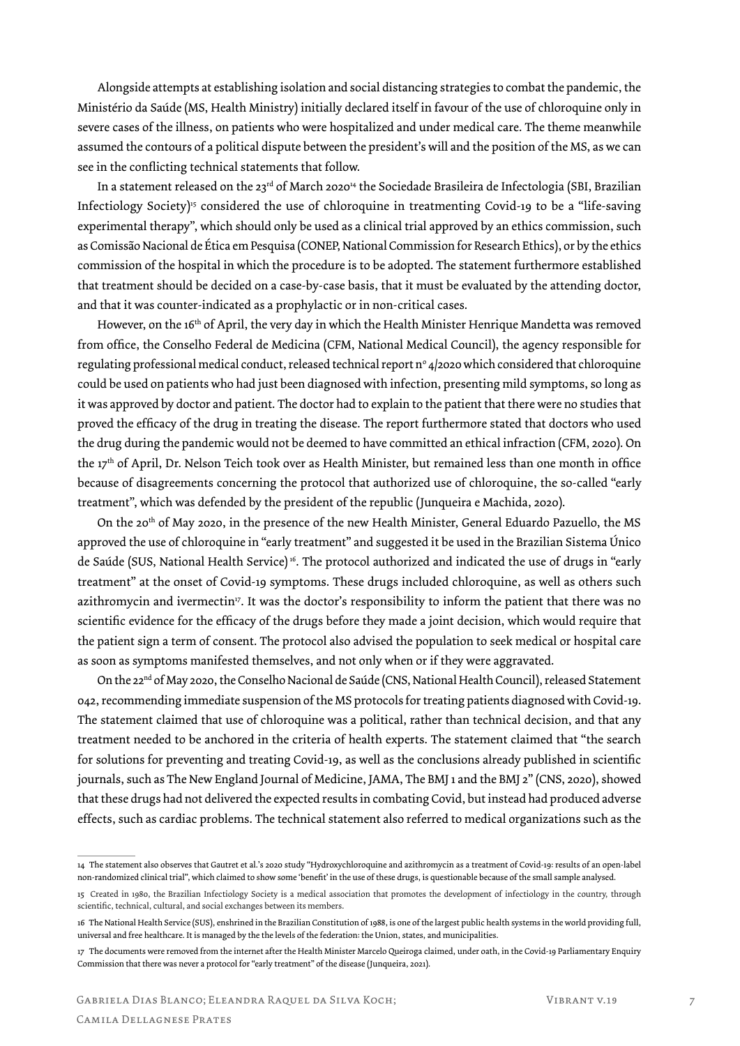Alongside attempts at establishing isolation and social distancing strategies to combat the pandemic, the Ministério da Saúde (MS, Health Ministry) initially declared itself in favour of the use of chloroquine only in severe cases of the illness, on patients who were hospitalized and under medical care. The theme meanwhile assumed the contours of a political dispute between the president's will and the position of the MS, as we can see in the conflicting technical statements that follow.

In a statement released on the 23rd of March 2020[14] the Sociedade Brasileira de Infectologia (SBI, Brazilian Infectiology Society)[15] considered the use of chloroquine in treatmenting Covid-19 to be a "life-saving experimental therapy", which should only be used as a clinical trial approved by an ethics commission, such as Comissão Nacional de Ética em Pesquisa (CONEP, National Commission for Research Ethics), or by the ethics commission of the hospital in which the procedure is to be adopted. The statement furthermore established that treatment should be decided on a case-by-case basis, that it must be evaluated by the attending doctor, and that it was counter-indicated as a prophylactic or in non-critical cases.

However, on the 16th of April, the very day in which the Health Minister Henrique Mandetta was removed from office, the Conselho Federal de Medicina (CFM, National Medical Council), the agency responsible for regulating professional medical conduct, released technical report nº 4/2020 which considered that chloroquine could be used on patients who had just been diagnosed with infection, presenting mild symptoms, so long as it was approved by doctor and patient. The doctor had to explain to the patient that there were no studies that proved the efficacy of the drug in treating the disease. The report furthermore stated that doctors who used the drug during the pandemic would not be deemed to have committed an ethical infraction (CFM, 2020). On the 17th of April, Dr. Nelson Teich took over as Health Minister, but remained less than one month in office because of disagreements concerning the protocol that authorized use of chloroquine, the so-called "early treatment", which was defended by the president of the republic (Junqueira e Machida, 2020).

On the 20th of May 2020, in the presence of the new Health Minister, General Eduardo Pazuello, the MS approved the use of chloroquine in "early treatment" and suggested it be used in the Brazilian Sistema Único de Saúde (SUS, National Health Service)[16]. The protocol authorized and indicated the use of drugs in "early treatment" at the onset of Covid-19 symptoms. These drugs included chloroquine, as well as others such azithromycin and ivermectin[17]. It was the doctor's responsibility to inform the patient that there was no scientific evidence for the efficacy of the drugs before they made a joint decision, which would require that the patient sign a term of consent. The protocol also advised the population to seek medical or hospital care as soon as symptoms manifested themselves, and not only when or if they were aggravated.

On the 22nd of May 2020, the Conselho Nacional de Saúde (CNS, National Health Council), released Statement 042, recommending immediate suspension of the MS protocols for treating patients diagnosed with Covid-19. The statement claimed that use of chloroquine was a political, rather than technical decision, and that any treatment needed to be anchored in the criteria of health experts. The statement claimed that "the search for solutions for preventing and treating Covid-19, as well as the conclusions already published in scientific journals, such as The New England Journal of Medicine, JAMA, The BMJ 1 and the BMJ 2" (CNS, 2020), showed that these drugs had not delivered the expected results in combating Covid, but instead had produced adverse effects, such as cardiac problems. The technical statement also referred to medical organizations such as the

---

14 The statement also observes that Gautret et al.'s 2020 study "Hydroxychloroquine and azithromycin as a treatment of Covid-19: results of an open-label non-randomized clinical trial", which claimed to show some 'benefit' in the use of these drugs, is questionable because of the small sample analysed.

15 Created in 1980, the Brazilian Infectiology Society is a medical association that promotes the development of infectiology in the country, through scientific, technical, cultural, and social exchanges between its members.

16 The National Health Service (SUS), enshrined in the Brazilian Constitution of 1988, is one of the largest public health systems in the world providing full, universal and free healthcare. It is managed by the the levels of the federation: the Union, states, and municipalities.

17 The documents were removed from the internet after the Health Minister Marcelo Queiroga claimed, under oath, in the Covid-19 Parliamentary Enquiry Commission that there was never a protocol for "early treatment" of the disease (Junqueira, 2021).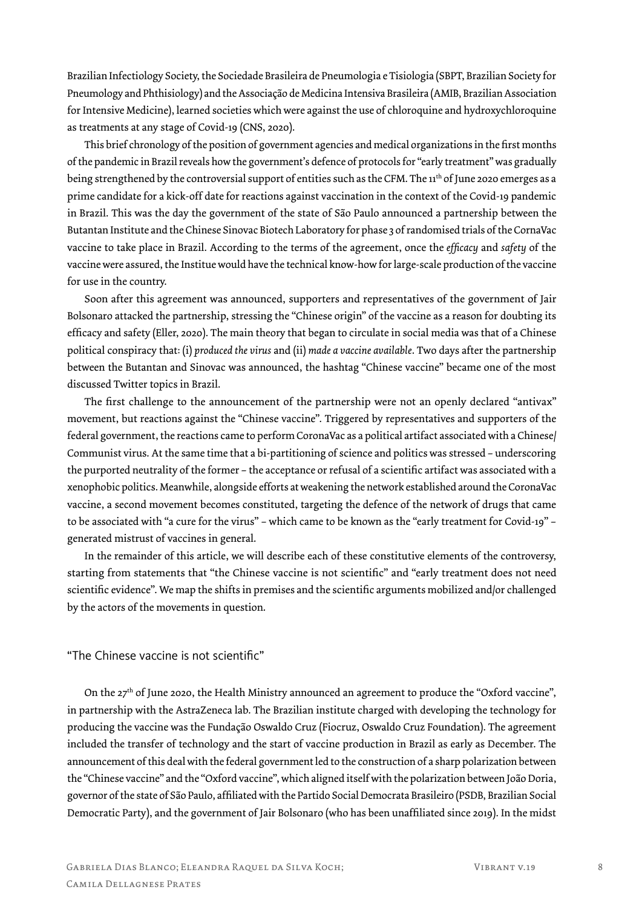Brazilian Infectiology Society, the Sociedade Brasileira de Pneumologia e Tisiologia (SBPT, Brazilian Society for Pneumology and Phthisiology) and the Associação de Medicina Intensiva Brasileira (AMIB, Brazilian Association for Intensive Medicine), learned societies which were against the use of chloroquine and hydroxychloroquine as treatments at any stage of Covid-19 (CNS, 2020).

This brief chronology of the position of government agencies and medical organizations in the first months of the pandemic in Brazil reveals how the government's defence of protocols for "early treatment" was gradually being strengthened by the controversial support of entities such as the CFM. The 11th of June 2020 emerges as a prime candidate for a kick-off date for reactions against vaccination in the context of the Covid-19 pandemic in Brazil. This was the day the government of the state of São Paulo announced a partnership between the Butantan Institute and the Chinese Sinovac Biotech Laboratory for phase 3 of randomised trials of the CornaVac vaccine to take place in Brazil. According to the terms of the agreement, once the *efficacy* and *safety* of the vaccine were assured, the Institue would have the technical know-how for large-scale production of the vaccine for use in the country.

Soon after this agreement was announced, supporters and representatives of the government of Jair Bolsonaro attacked the partnership, stressing the "Chinese origin" of the vaccine as a reason for doubting its efficacy and safety (Eller, 2020). The main theory that began to circulate in social media was that of a Chinese political conspiracy that: (i) *produced the virus* and (ii) *made a vaccine available*. Two days after the partnership between the Butantan and Sinovac was announced, the hashtag "Chinese vaccine" became one of the most discussed Twitter topics in Brazil.

The first challenge to the announcement of the partnership were not an openly declared "antivax" movement, but reactions against the "Chinese vaccine". Triggered by representatives and supporters of the federal government, the reactions came to perform CoronaVac as a political artifact associated with a Chinese/Communist virus. At the same time that a bi-partitioning of science and politics was stressed – underscoring the purported neutrality of the former – the acceptance or refusal of a scientific artifact was associated with a xenophobic politics. Meanwhile, alongside efforts at weakening the network established around the CoronaVac vaccine, a second movement becomes constituted, targeting the defence of the network of drugs that came to be associated with "a cure for the virus" – which came to be known as the "early treatment for Covid-19" – generated mistrust of vaccines in general.

In the remainder of this article, we will describe each of these constitutive elements of the controversy, starting from statements that "the Chinese vaccine is not scientific" and "early treatment does not need scientific evidence". We map the shifts in premises and the scientific arguments mobilized and/or challenged by the actors of the movements in question.

## "The Chinese vaccine is not scientific"

On the 27th of June 2020, the Health Ministry announced an agreement to produce the "Oxford vaccine", in partnership with the AstraZeneca lab. The Brazilian institute charged with developing the technology for producing the vaccine was the Fundação Oswaldo Cruz (Fiocruz, Oswaldo Cruz Foundation). The agreement included the transfer of technology and the start of vaccine production in Brazil as early as December. The announcement of this deal with the federal government led to the construction of a sharp polarization between the "Chinese vaccine" and the "Oxford vaccine", which aligned itself with the polarization between João Doria, governor of the state of São Paulo, affiliated with the Partido Social Democrata Brasileiro (PSDB, Brazilian Social Democratic Party), and the government of Jair Bolsonaro (who has been unaffiliated since 2019). In the midst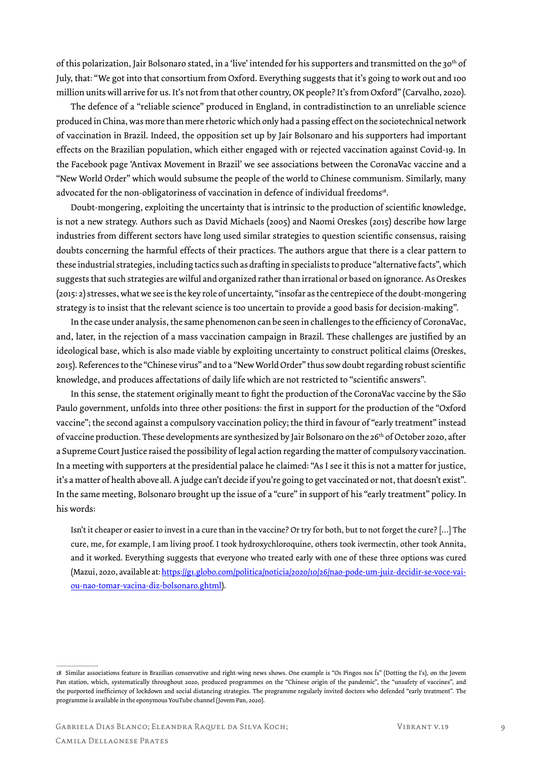of this polarization, Jair Bolsonaro stated, in a 'live' intended for his supporters and transmitted on the 30th of July, that: "We got into that consortium from Oxford. Everything suggests that it's going to work out and 100 million units will arrive for us. It's not from that other country, OK people? It's from Oxford" (Carvalho, 2020).

The defence of a "reliable science" produced in England, in contradistinction to an unreliable science produced in China, was more than mere rhetoric which only had a passing effect on the sociotechnical network of vaccination in Brazil. Indeed, the opposition set up by Jair Bolsonaro and his supporters had important effects on the Brazilian population, which either engaged with or rejected vaccination against Covid-19. In the Facebook page 'Antivax Movement in Brazil' we see associations between the CoronaVac vaccine and a "New World Order" which would subsume the people of the world to Chinese communism. Similarly, many advocated for the non-obligatoriness of vaccination in defence of individual freedoms[18].

Doubt-mongering, exploiting the uncertainty that is intrinsic to the production of scientific knowledge, is not a new strategy. Authors such as David Michaels (2005) and Naomi Oreskes (2015) describe how large industries from different sectors have long used similar strategies to question scientific consensus, raising doubts concerning the harmful effects of their practices. The authors argue that there is a clear pattern to these industrial strategies, including tactics such as drafting in specialists to produce "alternative facts", which suggests that such strategies are wilful and organized rather than irrational or based on ignorance. As Oreskes (2015: 2) stresses, what we see is the key role of uncertainty, "insofar as the centrepiece of the doubt-mongering strategy is to insist that the relevant science is too uncertain to provide a good basis for decision-making".

In the case under analysis, the same phenomenon can be seen in challenges to the efficiency of CoronaVac, and, later, in the rejection of a mass vaccination campaign in Brazil. These challenges are justified by an ideological base, which is also made viable by exploiting uncertainty to construct political claims (Oreskes, 2015). References to the "Chinese virus" and to a "New World Order" thus sow doubt regarding robust scientific knowledge, and produces affectations of daily life which are not restricted to "scientific answers".

In this sense, the statement originally meant to fight the production of the CoronaVac vaccine by the São Paulo government, unfolds into three other positions: the first in support for the production of the "Oxford vaccine"; the second against a compulsory vaccination policy; the third in favour of "early treatment" instead of vaccine production. These developments are synthesized by Jair Bolsonaro on the 26th of October 2020, after a Supreme Court Justice raised the possibility of legal action regarding the matter of compulsory vaccination. In a meeting with supporters at the presidential palace he claimed: "As I see it this is not a matter for justice, it's a matter of health above all. A judge can't decide if you're going to get vaccinated or not, that doesn't exist". In the same meeting, Bolsonaro brought up the issue of a "cure" in support of his "early treatment" policy. In his words:

> Isn't it cheaper or easier to invest in a cure than in the vaccine? Or try for both, but to not forget the cure? […] The cure, me, for example, I am living proof. I took hydroxychloroquine, others took ivermectin, other took Annita, and it worked. Everything suggests that everyone who treated early with one of these three options was cured (Mazui, 2020, available at: https://g1.globo.com/politica/noticia/2020/10/26/nao-pode-um-juiz-decidir-se-voce-vai-ou-nao-tomar-vacina-diz-bolsonaro.ghtml).

---

18 Similar associations feature in Brazilian conservative and right-wing news shows. One example is "Os Pingos nos Ís" (Dotting the I's), on the Jovem Pan station, which, systematically throughout 2020, produced programmes on the "Chinese origin of the pandemic", the "unsafety of vaccines", and the purported inefficiency of lockdown and social distancing strategies. The programme regularly invited doctors who defended "early treatment". The programme is available in the eponymous YouTube channel (Jovem Pan, 2020).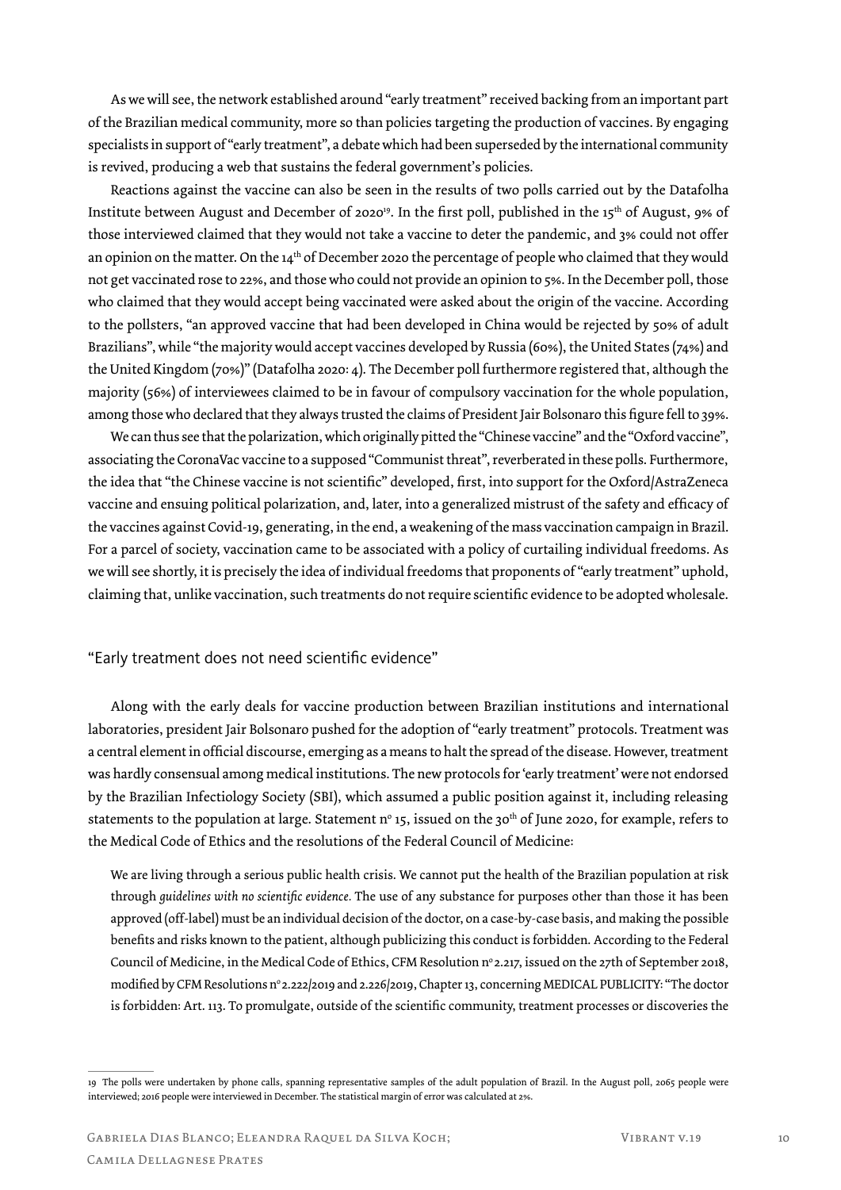As we will see, the network established around "early treatment" received backing from an important part of the Brazilian medical community, more so than policies targeting the production of vaccines. By engaging specialists in support of "early treatment", a debate which had been superseded by the international community is revived, producing a web that sustains the federal government's policies.

Reactions against the vaccine can also be seen in the results of two polls carried out by the Datafolha Institute between August and December of 2020[19]. In the first poll, published in the 15th of August, 9% of those interviewed claimed that they would not take a vaccine to deter the pandemic, and 3% could not offer an opinion on the matter. On the 14th of December 2020 the percentage of people who claimed that they would not get vaccinated rose to 22%, and those who could not provide an opinion to 5%. In the December poll, those who claimed that they would accept being vaccinated were asked about the origin of the vaccine. According to the pollsters, "an approved vaccine that had been developed in China would be rejected by 50% of adult Brazilians", while "the majority would accept vaccines developed by Russia (60%), the United States (74%) and the United Kingdom (70%)" (Datafolha 2020: 4). The December poll furthermore registered that, although the majority (56%) of interviewees claimed to be in favour of compulsory vaccination for the whole population, among those who declared that they always trusted the claims of President Jair Bolsonaro this figure fell to 39%.

We can thus see that the polarization, which originally pitted the "Chinese vaccine" and the "Oxford vaccine", associating the CoronaVac vaccine to a supposed "Communist threat", reverberated in these polls. Furthermore, the idea that "the Chinese vaccine is not scientific" developed, first, into support for the Oxford/AstraZeneca vaccine and ensuing political polarization, and, later, into a generalized mistrust of the safety and efficacy of the vaccines against Covid-19, generating, in the end, a weakening of the mass vaccination campaign in Brazil. For a parcel of society, vaccination came to be associated with a policy of curtailing individual freedoms. As we will see shortly, it is precisely the idea of individual freedoms that proponents of "early treatment" uphold, claiming that, unlike vaccination, such treatments do not require scientific evidence to be adopted wholesale.

## "Early treatment does not need scientific evidence"

Along with the early deals for vaccine production between Brazilian institutions and international laboratories, president Jair Bolsonaro pushed for the adoption of "early treatment" protocols. Treatment was a central element in official discourse, emerging as a means to halt the spread of the disease. However, treatment was hardly consensual among medical institutions. The new protocols for 'early treatment' were not endorsed by the Brazilian Infectiology Society (SBI), which assumed a public position against it, including releasing statements to the population at large. Statement nº 15, issued on the 30th of June 2020, for example, refers to the Medical Code of Ethics and the resolutions of the Federal Council of Medicine:

> We are living through a serious public health crisis. We cannot put the health of the Brazilian population at risk through *guidelines with no scientific evidence*. The use of any substance for purposes other than those it has been approved (off-label) must be an individual decision of the doctor, on a case-by-case basis, and making the possible benefits and risks known to the patient, although publicizing this conduct is forbidden. According to the Federal Council of Medicine, in the Medical Code of Ethics, CFM Resolution nº 2.217, issued on the 27th of September 2018, modified by CFM Resolutions nº 2.222/2019 and 2.226/2019, Chapter 13, concerning MEDICAL PUBLICITY: "The doctor is forbidden: Art. 113. To promulgate, outside of the scientific community, treatment processes or discoveries the

---

19 The polls were undertaken by phone calls, spanning representative samples of the adult population of Brazil. In the August poll, 2065 people were interviewed; 2016 people were interviewed in December. The statistical margin of error was calculated at 2%.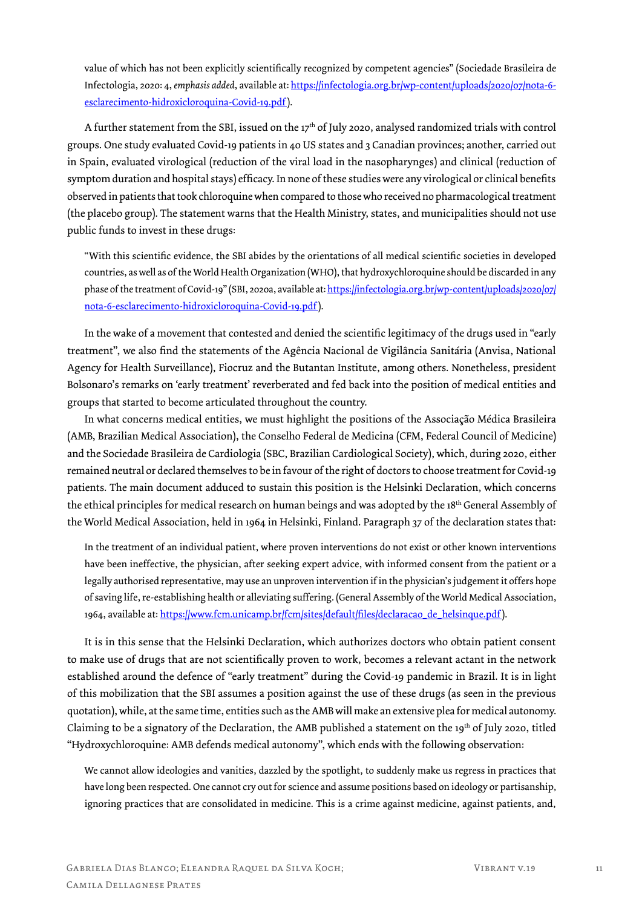> value of which has not been explicitly scientifically recognized by competent agencies" (Sociedade Brasileira de Infectologia, 2020: 4, *emphasis added*, available at: https://infectologia.org.br/wp-content/uploads/2020/07/nota-6-esclarecimento-hidroxicloroquina-Covid-19.pdf).

A further statement from the SBI, issued on the 17th of July 2020, analysed randomized trials with control groups. One study evaluated Covid-19 patients in 40 US states and 3 Canadian provinces; another, carried out in Spain, evaluated virological (reduction of the viral load in the nasopharynges) and clinical (reduction of symptom duration and hospital stays) efficacy. In none of these studies were any virological or clinical benefits observed in patients that took chloroquine when compared to those who received no pharmacological treatment (the placebo group). The statement warns that the Health Ministry, states, and municipalities should not use public funds to invest in these drugs:

> "With this scientific evidence, the SBI abides by the orientations of all medical scientific societies in developed countries, as well as of the World Health Organization (WHO), that hydroxychloroquine should be discarded in any phase of the treatment of Covid-19" (SBI, 2020a, available at: https://infectologia.org.br/wp-content/uploads/2020/07/nota-6-esclarecimento-hidroxicloroquina-Covid-19.pdf).

In the wake of a movement that contested and denied the scientific legitimacy of the drugs used in "early treatment", we also find the statements of the Agência Nacional de Vigilância Sanitária (Anvisa, National Agency for Health Surveillance), Fiocruz and the Butantan Institute, among others. Nonetheless, president Bolsonaro's remarks on 'early treatment' reverberated and fed back into the position of medical entities and groups that started to become articulated throughout the country.

In what concerns medical entities, we must highlight the positions of the Associação Médica Brasileira (AMB, Brazilian Medical Association), the Conselho Federal de Medicina (CFM, Federal Council of Medicine) and the Sociedade Brasileira de Cardiologia (SBC, Brazilian Cardiological Society), which, during 2020, either remained neutral or declared themselves to be in favour of the right of doctors to choose treatment for Covid-19 patients. The main document adduced to sustain this position is the Helsinki Declaration, which concerns the ethical principles for medical research on human beings and was adopted by the 18th General Assembly of the World Medical Association, held in 1964 in Helsinki, Finland. Paragraph 37 of the declaration states that:

> In the treatment of an individual patient, where proven interventions do not exist or other known interventions have been ineffective, the physician, after seeking expert advice, with informed consent from the patient or a legally authorised representative, may use an unproven intervention if in the physician's judgement it offers hope of saving life, re-establishing health or alleviating suffering. (General Assembly of the World Medical Association, 1964, available at: https://www.fcm.unicamp.br/fcm/sites/default/files/declaracao_de_helsinque.pdf).

It is in this sense that the Helsinki Declaration, which authorizes doctors who obtain patient consent to make use of drugs that are not scientifically proven to work, becomes a relevant actant in the network established around the defence of "early treatment" during the Covid-19 pandemic in Brazil. It is in light of this mobilization that the SBI assumes a position against the use of these drugs (as seen in the previous quotation), while, at the same time, entities such as the AMB will make an extensive plea for medical autonomy. Claiming to be a signatory of the Declaration, the AMB published a statement on the 19th of July 2020, titled "Hydroxychloroquine: AMB defends medical autonomy", which ends with the following observation:

> We cannot allow ideologies and vanities, dazzled by the spotlight, to suddenly make us regress in practices that have long been respected. One cannot cry out for science and assume positions based on ideology or partisanship, ignoring practices that are consolidated in medicine. This is a crime against medicine, against patients, and,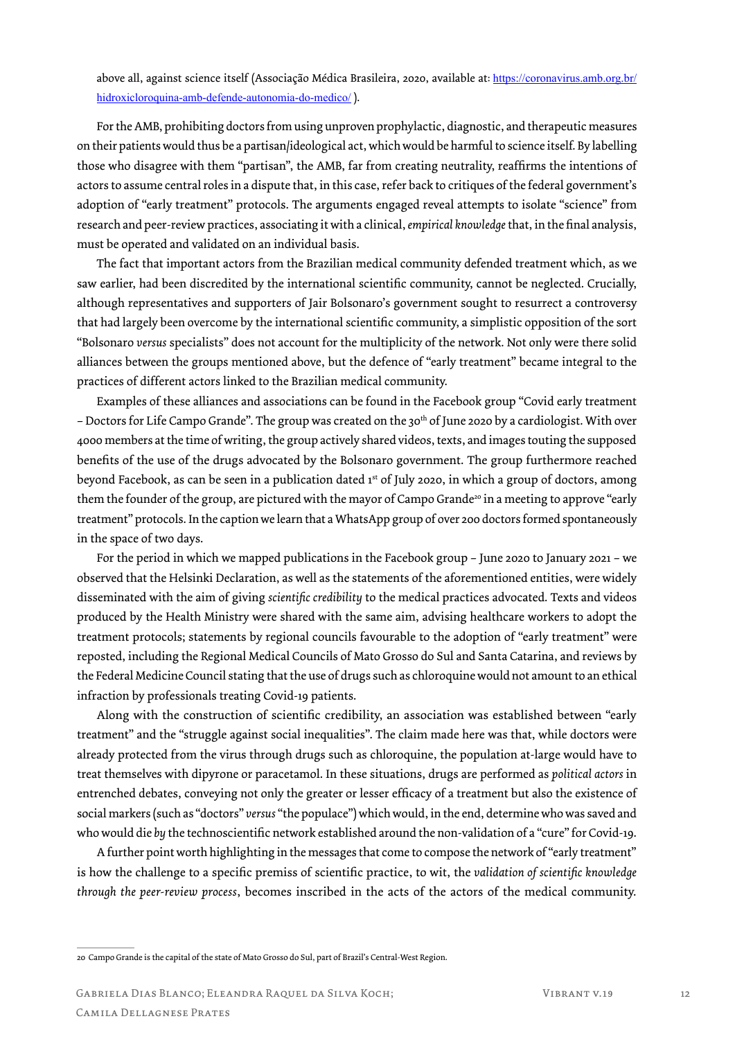above all, against science itself (Associação Médica Brasileira, 2020, available at: https://coronavirus.amb.org.br/hidroxicloroquina-amb-defende-autonomia-do-medico/ ).

For the AMB, prohibiting doctors from using unproven prophylactic, diagnostic, and therapeutic measures on their patients would thus be a partisan/ideological act, which would be harmful to science itself. By labelling those who disagree with them "partisan", the AMB, far from creating neutrality, reaffirms the intentions of actors to assume central roles in a dispute that, in this case, refer back to critiques of the federal government's adoption of "early treatment" protocols. The arguments engaged reveal attempts to isolate "science" from research and peer-review practices, associating it with a clinical, *empirical knowledge* that, in the final analysis, must be operated and validated on an individual basis.

The fact that important actors from the Brazilian medical community defended treatment which, as we saw earlier, had been discredited by the international scientific community, cannot be neglected. Crucially, although representatives and supporters of Jair Bolsonaro's government sought to resurrect a controversy that had largely been overcome by the international scientific community, a simplistic opposition of the sort "Bolsonaro *versus* specialists" does not account for the multiplicity of the network. Not only were there solid alliances between the groups mentioned above, but the defence of "early treatment" became integral to the practices of different actors linked to the Brazilian medical community.

Examples of these alliances and associations can be found in the Facebook group "Covid early treatment – Doctors for Life Campo Grande". The group was created on the 30th of June 2020 by a cardiologist. With over 4000 members at the time of writing, the group actively shared videos, texts, and images touting the supposed benefits of the use of the drugs advocated by the Bolsonaro government. The group furthermore reached beyond Facebook, as can be seen in a publication dated 1st of July 2020, in which a group of doctors, among them the founder of the group, are pictured with the mayor of Campo Grande[20] in a meeting to approve "early treatment" protocols. In the caption we learn that a WhatsApp group of over 200 doctors formed spontaneously in the space of two days.

For the period in which we mapped publications in the Facebook group – June 2020 to January 2021 – we observed that the Helsinki Declaration, as well as the statements of the aforementioned entities, were widely disseminated with the aim of giving *scientific credibility* to the medical practices advocated. Texts and videos produced by the Health Ministry were shared with the same aim, advising healthcare workers to adopt the treatment protocols; statements by regional councils favourable to the adoption of "early treatment" were reposted, including the Regional Medical Councils of Mato Grosso do Sul and Santa Catarina, and reviews by the Federal Medicine Council stating that the use of drugs such as chloroquine would not amount to an ethical infraction by professionals treating Covid-19 patients.

Along with the construction of scientific credibility, an association was established between "early treatment" and the "struggle against social inequalities". The claim made here was that, while doctors were already protected from the virus through drugs such as chloroquine, the population at-large would have to treat themselves with dipyrone or paracetamol. In these situations, drugs are performed as *political actors* in entrenched debates, conveying not only the greater or lesser efficacy of a treatment but also the existence of social markers (such as "doctors" *versus* "the populace") which would, in the end, determine who was saved and who would die *by* the technoscientific network established around the non-validation of a "cure" for Covid-19.

A further point worth highlighting in the messages that come to compose the network of "early treatment" is how the challenge to a specific premiss of scientific practice, to wit, the *validation of scientific knowledge through the peer-review process*, becomes inscribed in the acts of the actors of the medical community.

20 Campo Grande is the capital of the state of Mato Grosso do Sul, part of Brazil's Central-West Region.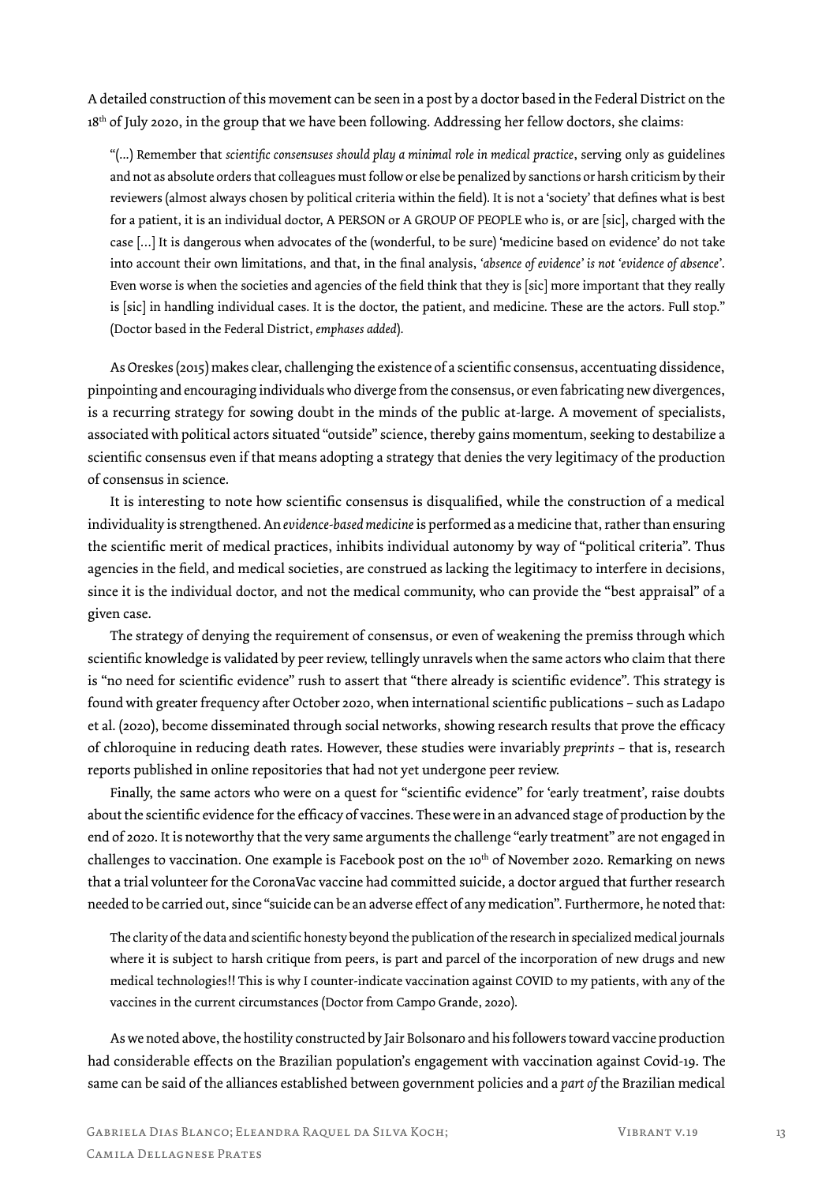A detailed construction of this movement can be seen in a post by a doctor based in the Federal District on the 18th of July 2020, in the group that we have been following. Addressing her fellow doctors, she claims:

> "(...) Remember that *scientific consensuses should play a minimal role in medical practice*, serving only as guidelines and not as absolute orders that colleagues must follow or else be penalized by sanctions or harsh criticism by their reviewers (almost always chosen by political criteria within the field). It is not a 'society' that defines what is best for a patient, it is an individual doctor, A PERSON or A GROUP OF PEOPLE who is, or are [sic], charged with the case […] It is dangerous when advocates of the (wonderful, to be sure) 'medicine based on evidence' do not take into account their own limitations, and that, in the final analysis, *'absence of evidence' is not 'evidence of absence'*. Even worse is when the societies and agencies of the field think that they is [sic] more important that they really is [sic] in handling individual cases. It is the doctor, the patient, and medicine. These are the actors. Full stop." (Doctor based in the Federal District, *emphases added*).

As Oreskes (2015) makes clear, challenging the existence of a scientific consensus, accentuating dissidence, pinpointing and encouraging individuals who diverge from the consensus, or even fabricating new divergences, is a recurring strategy for sowing doubt in the minds of the public at-large. A movement of specialists, associated with political actors situated "outside" science, thereby gains momentum, seeking to destabilize a scientific consensus even if that means adopting a strategy that denies the very legitimacy of the production of consensus in science.

It is interesting to note how scientific consensus is disqualified, while the construction of a medical individuality is strengthened. An *evidence-based medicine* is performed as a medicine that, rather than ensuring the scientific merit of medical practices, inhibits individual autonomy by way of "political criteria". Thus agencies in the field, and medical societies, are construed as lacking the legitimacy to interfere in decisions, since it is the individual doctor, and not the medical community, who can provide the "best appraisal" of a given case.

The strategy of denying the requirement of consensus, or even of weakening the premiss through which scientific knowledge is validated by peer review, tellingly unravels when the same actors who claim that there is "no need for scientific evidence" rush to assert that "there already is scientific evidence". This strategy is found with greater frequency after October 2020, when international scientific publications – such as Ladapo et al. (2020), become disseminated through social networks, showing research results that prove the efficacy of chloroquine in reducing death rates. However, these studies were invariably *preprints* – that is, research reports published in online repositories that had not yet undergone peer review.

Finally, the same actors who were on a quest for "scientific evidence" for 'early treatment', raise doubts about the scientific evidence for the efficacy of vaccines. These were in an advanced stage of production by the end of 2020. It is noteworthy that the very same arguments the challenge "early treatment" are not engaged in challenges to vaccination. One example is Facebook post on the 10th of November 2020. Remarking on news that a trial volunteer for the CoronaVac vaccine had committed suicide, a doctor argued that further research needed to be carried out, since "suicide can be an adverse effect of any medication". Furthermore, he noted that:

> The clarity of the data and scientific honesty beyond the publication of the research in specialized medical journals where it is subject to harsh critique from peers, is part and parcel of the incorporation of new drugs and new medical technologies!! This is why I counter-indicate vaccination against COVID to my patients, with any of the vaccines in the current circumstances (Doctor from Campo Grande, 2020).

As we noted above, the hostility constructed by Jair Bolsonaro and his followers toward vaccine production had considerable effects on the Brazilian population's engagement with vaccination against Covid-19. The same can be said of the alliances established between government policies and a *part of* the Brazilian medical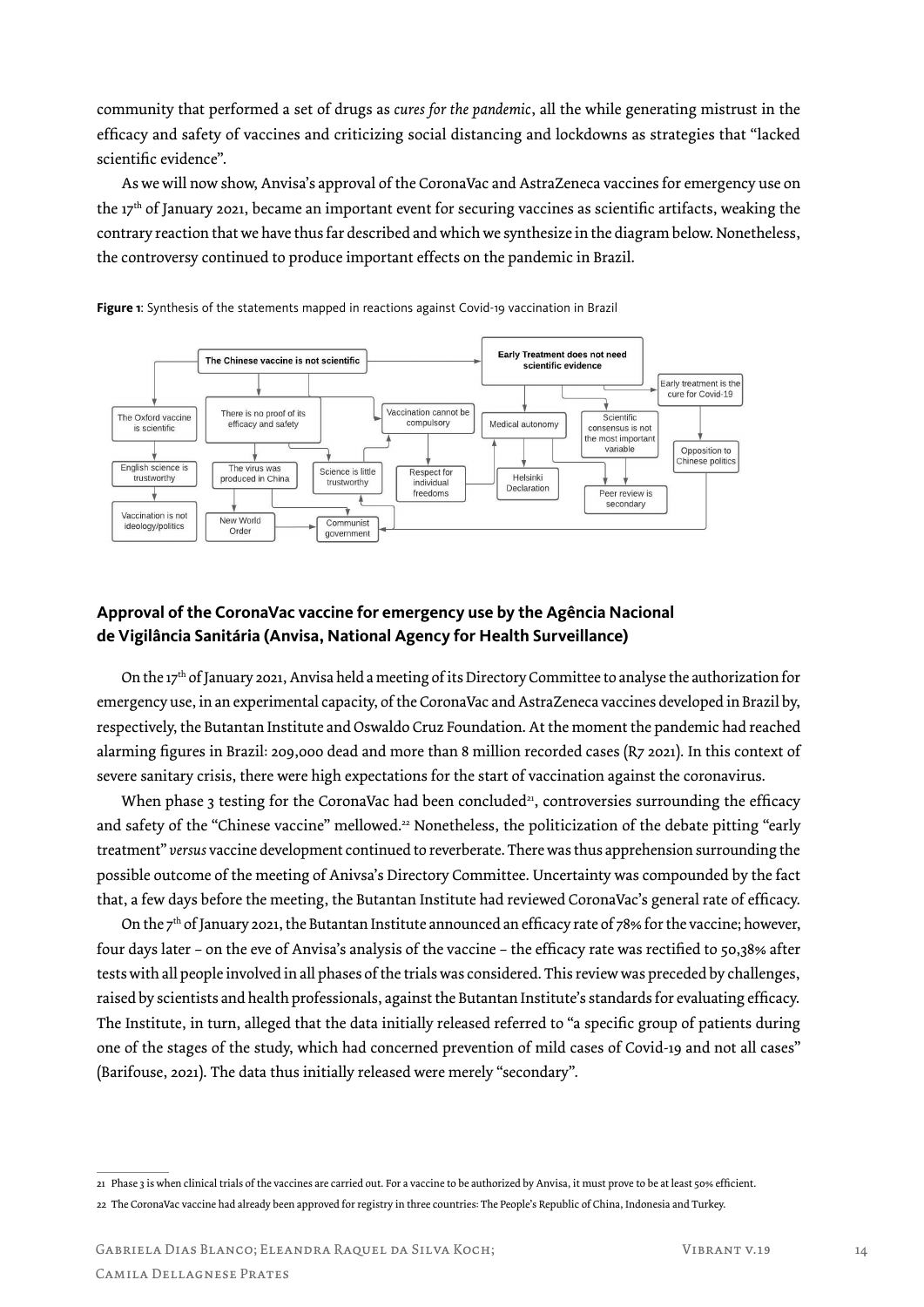community that performed a set of drugs as *cures for the pandemic*, all the while generating mistrust in the efficacy and safety of vaccines and criticizing social distancing and lockdowns as strategies that "lacked scientific evidence".

As we will now show, Anvisa's approval of the CoronaVac and AstraZeneca vaccines for emergency use on the 17th of January 2021, became an important event for securing vaccines as scientific artifacts, weaking the contrary reaction that we have thus far described and which we synthesize in the diagram below. Nonetheless, the controversy continued to produce important effects on the pandemic in Brazil.

**Figure 1**: Synthesis of the statements mapped in reactions against Covid-19 vaccination in Brazil

## Approval of the CoronaVac vaccine for emergency use by the Agência Nacional de Vigilância Sanitária (Anvisa, National Agency for Health Surveillance)

On the 17th of January 2021, Anvisa held a meeting of its Directory Committee to analyse the authorization for emergency use, in an experimental capacity, of the CoronaVac and AstraZeneca vaccines developed in Brazil by, respectively, the Butantan Institute and Oswaldo Cruz Foundation. At the moment the pandemic had reached alarming figures in Brazil: 209,000 dead and more than 8 million recorded cases (R7 2021). In this context of severe sanitary crisis, there were high expectations for the start of vaccination against the coronavirus.

When phase 3 testing for the CoronaVac had been concluded[21], controversies surrounding the efficacy and safety of the "Chinese vaccine" mellowed.[22] Nonetheless, the politicization of the debate pitting "early treatment" *versus* vaccine development continued to reverberate. There was thus apprehension surrounding the possible outcome of the meeting of Anivsa's Directory Committee. Uncertainty was compounded by the fact that, a few days before the meeting, the Butantan Institute had reviewed CoronaVac's general rate of efficacy.

On the 7th of January 2021, the Butantan Institute announced an efficacy rate of 78% for the vaccine; however, four days later – on the eve of Anvisa's analysis of the vaccine – the efficacy rate was rectified to 50,38% after tests with all people involved in all phases of the trials was considered. This review was preceded by challenges, raised by scientists and health professionals, against the Butantan Institute's standards for evaluating efficacy. The Institute, in turn, alleged that the data initially released referred to "a specific group of patients during one of the stages of the study, which had concerned prevention of mild cases of Covid-19 and not all cases" (Barifouse, 2021). The data thus initially released were merely "secondary".

21 Phase 3 is when clinical trials of the vaccines are carried out. For a vaccine to be authorized by Anvisa, it must prove to be at least 50% efficient.

22 The CoronaVac vaccine had already been approved for registry in three countries: The People's Republic of China, Indonesia and Turkey.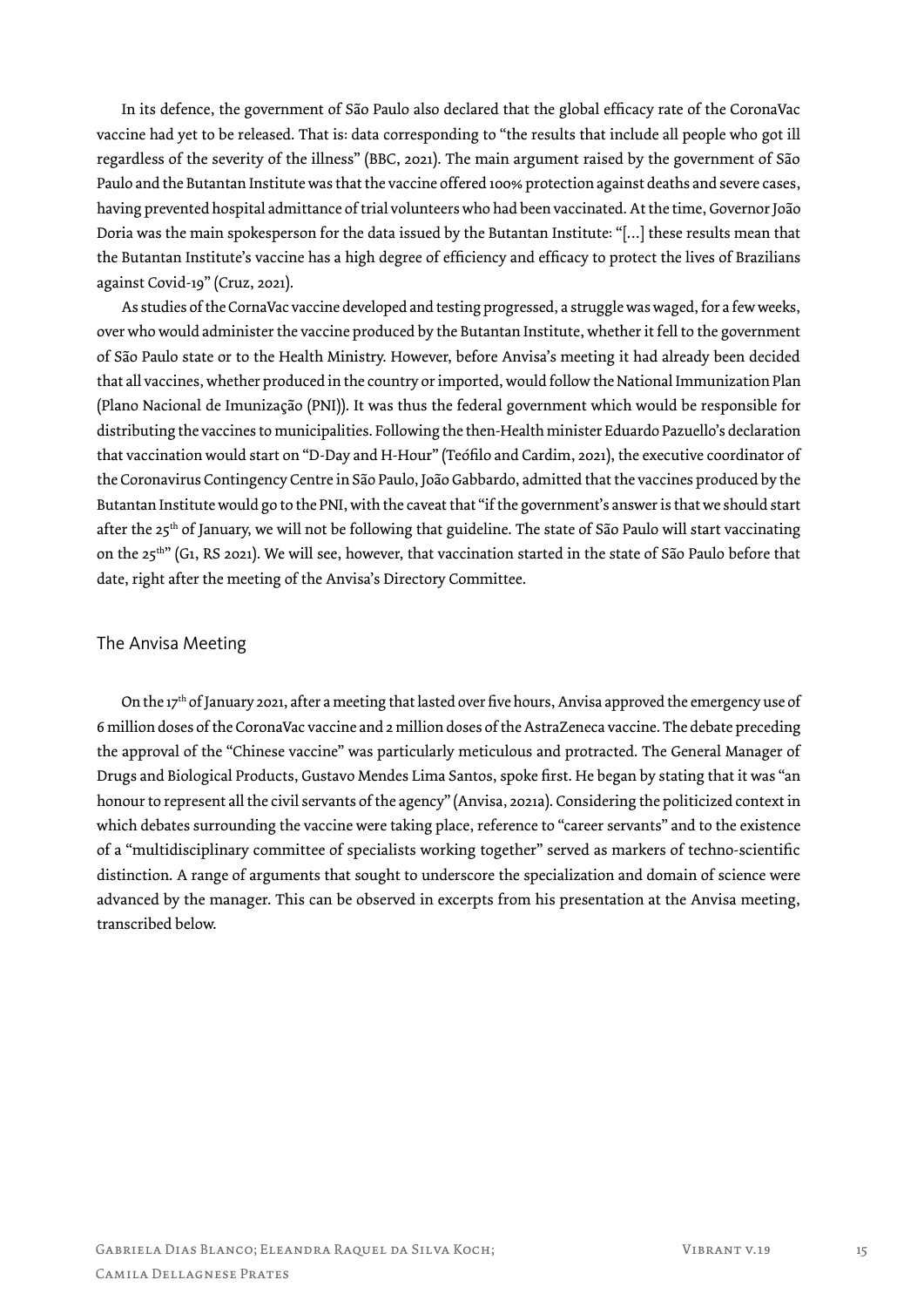In its defence, the government of São Paulo also declared that the global efficacy rate of the CoronaVac vaccine had yet to be released. That is: data corresponding to "the results that include all people who got ill regardless of the severity of the illness" (BBC, 2021). The main argument raised by the government of São Paulo and the Butantan Institute was that the vaccine offered 100% protection against deaths and severe cases, having prevented hospital admittance of trial volunteers who had been vaccinated. At the time, Governor João Doria was the main spokesperson for the data issued by the Butantan Institute: "[...] these results mean that the Butantan Institute's vaccine has a high degree of efficiency and efficacy to protect the lives of Brazilians against Covid-19" (Cruz, 2021).

As studies of the CornaVac vaccine developed and testing progressed, a struggle was waged, for a few weeks, over who would administer the vaccine produced by the Butantan Institute, whether it fell to the government of São Paulo state or to the Health Ministry. However, before Anvisa's meeting it had already been decided that all vaccines, whether produced in the country or imported, would follow the National Immunization Plan (Plano Nacional de Imunização (PNI)). It was thus the federal government which would be responsible for distributing the vaccines to municipalities. Following the then-Health minister Eduardo Pazuello's declaration that vaccination would start on "D-Day and H-Hour" (Teófilo and Cardim, 2021), the executive coordinator of the Coronavirus Contingency Centre in São Paulo, João Gabbardo, admitted that the vaccines produced by the Butantan Institute would go to the PNI, with the caveat that "if the government's answer is that we should start after the 25th of January, we will not be following that guideline. The state of São Paulo will start vaccinating on the 25th" (G1, RS 2021). We will see, however, that vaccination started in the state of São Paulo before that date, right after the meeting of the Anvisa's Directory Committee.

## The Anvisa Meeting

On the 17th of January 2021, after a meeting that lasted over five hours, Anvisa approved the emergency use of 6 million doses of the CoronaVac vaccine and 2 million doses of the AstraZeneca vaccine. The debate preceding the approval of the "Chinese vaccine" was particularly meticulous and protracted. The General Manager of Drugs and Biological Products, Gustavo Mendes Lima Santos, spoke first. He began by stating that it was "an honour to represent all the civil servants of the agency" (Anvisa, 2021a). Considering the politicized context in which debates surrounding the vaccine were taking place, reference to "career servants" and to the existence of a "multidisciplinary committee of specialists working together" served as markers of techno-scientific distinction. A range of arguments that sought to underscore the specialization and domain of science were advanced by the manager. This can be observed in excerpts from his presentation at the Anvisa meeting, transcribed below.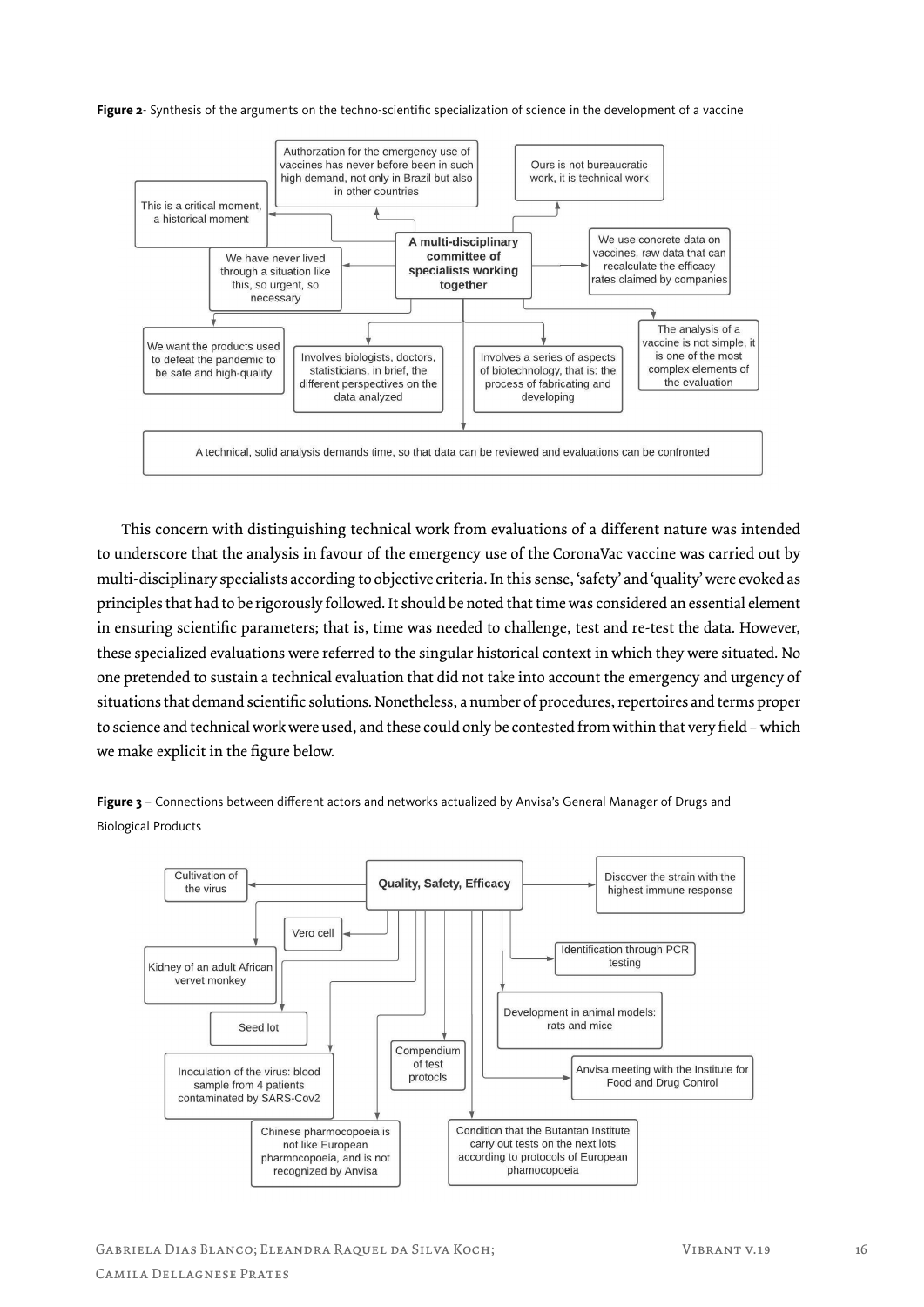**Figure 2**- Synthesis of the arguments on the techno-scientific specialization of science in the development of a vaccine

A multi-disciplinary committee of specialists working together

- Authorzation for the emergency use of vaccines has never before been in such high demand, not only in Brazil but also in other countries
- Ours is not bureaucratic work, it is technical work
- This is a critical moment, a historical moment
- We use concrete data on vaccines, raw data that can recalculate the efficacy rates claimed by companies
- We have never lived through a situation like this, so urgent, so necessary
- The analysis of a vaccine is not simple, it is one of the most complex elements of the evaluation
- We want the products used to defeat the pandemic to be safe and high-quality
- Involves biologists, doctors, statisticians, in brief, the different perspectives on the data analyzed
- Involves a series of aspects of biotechnology, that is: the process of fabricating and developing
- A technical, solid analysis demands time, so that data can be reviewed and evaluations can be confronted

This concern with distinguishing technical work from evaluations of a different nature was intended to underscore that the analysis in favour of the emergency use of the CoronaVac vaccine was carried out by multi-disciplinary specialists according to objective criteria. In this sense, 'safety' and 'quality' were evoked as principles that had to be rigorously followed. It should be noted that time was considered an essential element in ensuring scientific parameters; that is, time was needed to challenge, test and re-test the data. However, these specialized evaluations were referred to the singular historical context in which they were situated. No one pretended to sustain a technical evaluation that did not take into account the emergency and urgency of situations that demand scientific solutions. Nonetheless, a number of procedures, repertoires and terms proper to science and technical work were used, and these could only be contested from within that very field – which we make explicit in the figure below.

**Figure 3** – Connections between different actors and networks actualized by Anvisa's General Manager of Drugs and Biological Products

Quality, Safety, Efficacy

- Cultivation of the virus
- Discover the strain with the highest immune response
- Vero cell
- Kidney of an adult African vervet monkey
- Identification through PCR testing
- Development in animal models: rats and mice
- Seed lot
- Compendium of test protocls
- Inoculation of the virus: blood sample from 4 patients contaminated by SARS-Cov2
- Anvisa meeting with the Institute for Food and Drug Control
- Chinese pharmocopoeia is not like European pharmocopoeia, and is not recognized by Anvisa
- Condition that the Butantan Institute carry out tests on the next lots according to protocols of European phamocopoeia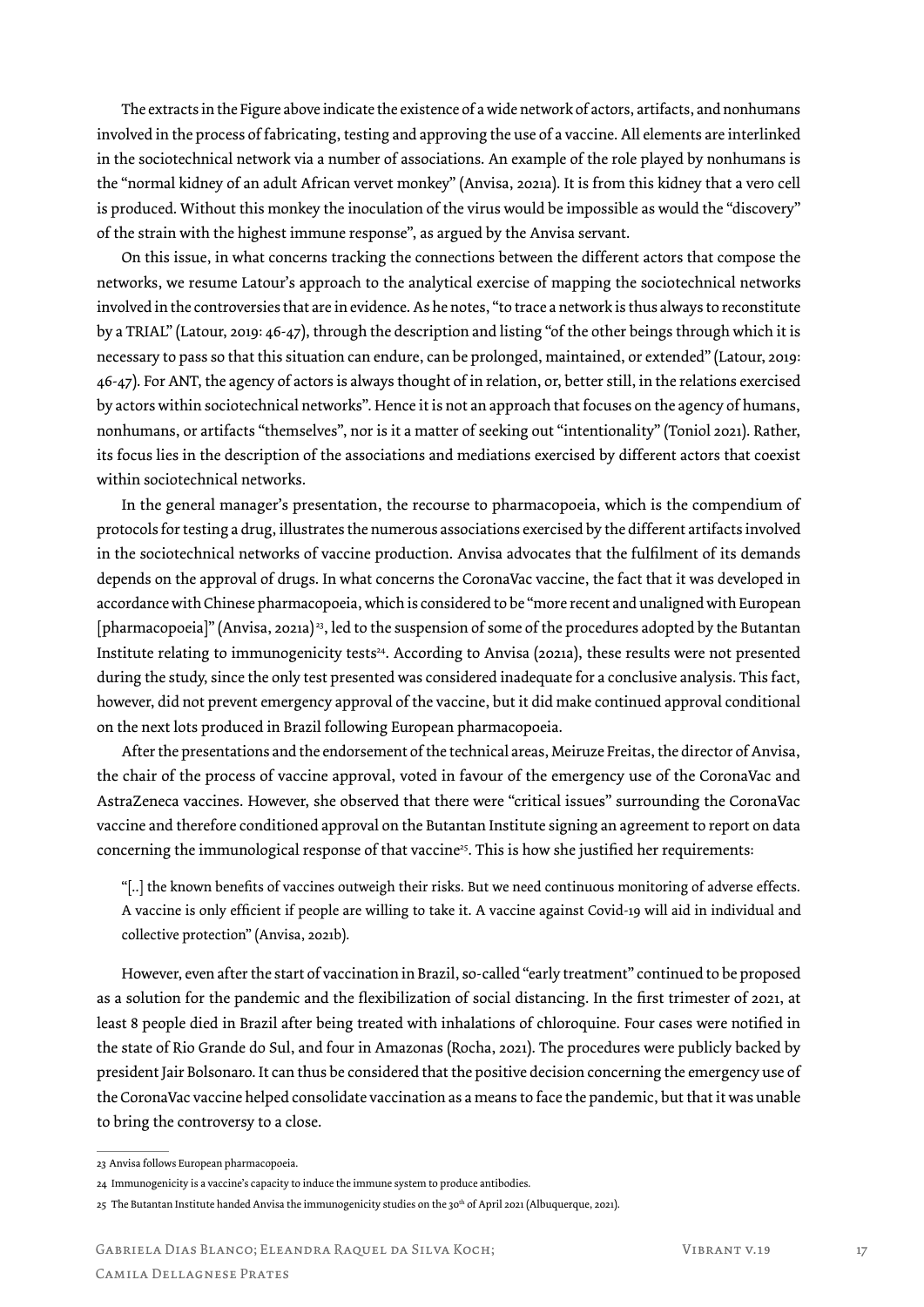The extracts in the Figure above indicate the existence of a wide network of actors, artifacts, and nonhumans involved in the process of fabricating, testing and approving the use of a vaccine. All elements are interlinked in the sociotechnical network via a number of associations. An example of the role played by nonhumans is the "normal kidney of an adult African vervet monkey" (Anvisa, 2021a). It is from this kidney that a vero cell is produced. Without this monkey the inoculation of the virus would be impossible as would the "discovery" of the strain with the highest immune response", as argued by the Anvisa servant.

On this issue, in what concerns tracking the connections between the different actors that compose the networks, we resume Latour's approach to the analytical exercise of mapping the sociotechnical networks involved in the controversies that are in evidence. As he notes, "to trace a network is thus always to reconstitute by a TRIAL" (Latour, 2019: 46-47), through the description and listing "of the other beings through which it is necessary to pass so that this situation can endure, can be prolonged, maintained, or extended" (Latour, 2019: 46-47). For ANT, the agency of actors is always thought of in relation, or, better still, in the relations exercised by actors within sociotechnical networks". Hence it is not an approach that focuses on the agency of humans, nonhumans, or artifacts "themselves", nor is it a matter of seeking out "intentionality" (Toniol 2021). Rather, its focus lies in the description of the associations and mediations exercised by different actors that coexist within sociotechnical networks.

In the general manager's presentation, the recourse to pharmacopoeia, which is the compendium of protocols for testing a drug, illustrates the numerous associations exercised by the different artifacts involved in the sociotechnical networks of vaccine production. Anvisa advocates that the fulfilment of its demands depends on the approval of drugs. In what concerns the CoronaVac vaccine, the fact that it was developed in accordance with Chinese pharmacopoeia, which is considered to be "more recent and unaligned with European [pharmacopoeia]" (Anvisa, 2021a)[23], led to the suspension of some of the procedures adopted by the Butantan Institute relating to immunogenicity tests[24]. According to Anvisa (2021a), these results were not presented during the study, since the only test presented was considered inadequate for a conclusive analysis. This fact, however, did not prevent emergency approval of the vaccine, but it did make continued approval conditional on the next lots produced in Brazil following European pharmacopoeia.

After the presentations and the endorsement of the technical areas, Meiruze Freitas, the director of Anvisa, the chair of the process of vaccine approval, voted in favour of the emergency use of the CoronaVac and AstraZeneca vaccines. However, she observed that there were "critical issues" surrounding the CoronaVac vaccine and therefore conditioned approval on the Butantan Institute signing an agreement to report on data concerning the immunological response of that vaccine[25]. This is how she justified her requirements:

> "[..] the known benefits of vaccines outweigh their risks. But we need continuous monitoring of adverse effects. A vaccine is only efficient if people are willing to take it. A vaccine against Covid-19 will aid in individual and collective protection" (Anvisa, 2021b).

However, even after the start of vaccination in Brazil, so-called "early treatment" continued to be proposed as a solution for the pandemic and the flexibilization of social distancing. In the first trimester of 2021, at least 8 people died in Brazil after being treated with inhalations of chloroquine. Four cases were notified in the state of Rio Grande do Sul, and four in Amazonas (Rocha, 2021). The procedures were publicly backed by president Jair Bolsonaro. It can thus be considered that the positive decision concerning the emergency use of the CoronaVac vaccine helped consolidate vaccination as a means to face the pandemic, but that it was unable to bring the controversy to a close.

---

23 Anvisa follows European pharmacopoeia.

24 Immunogenicity is a vaccine's capacity to induce the immune system to produce antibodies.

25 The Butantan Institute handed Anvisa the immunogenicity studies on the 30th of April 2021 (Albuquerque, 2021).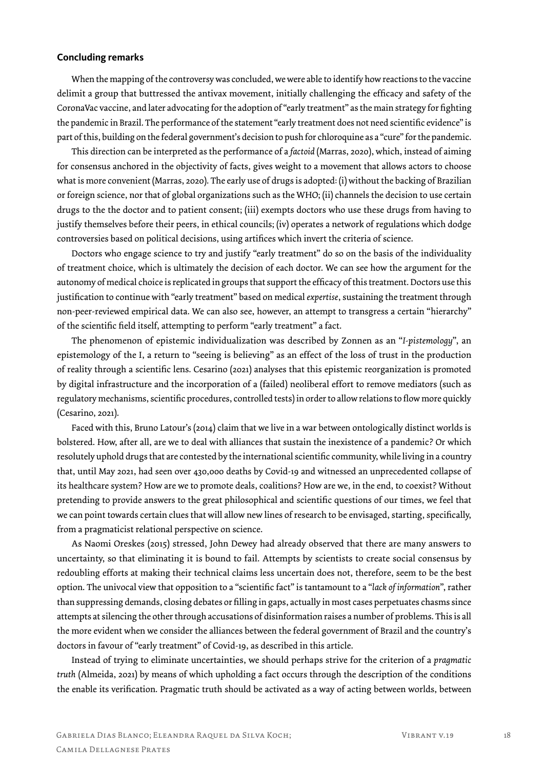## Concluding remarks

When the mapping of the controversy was concluded, we were able to identify how reactions to the vaccine delimit a group that buttressed the antivax movement, initially challenging the efficacy and safety of the CoronaVac vaccine, and later advocating for the adoption of "early treatment" as the main strategy for fighting the pandemic in Brazil. The performance of the statement "early treatment does not need scientific evidence" is part of this, building on the federal government's decision to push for chloroquine as a "cure" for the pandemic.

This direction can be interpreted as the performance of a *factoid* (Marras, 2020), which, instead of aiming for consensus anchored in the objectivity of facts, gives weight to a movement that allows actors to choose what is more convenient (Marras, 2020). The early use of drugs is adopted: (i) without the backing of Brazilian or foreign science, nor that of global organizations such as the WHO; (ii) channels the decision to use certain drugs to the the doctor and to patient consent; (iii) exempts doctors who use these drugs from having to justify themselves before their peers, in ethical councils; (iv) operates a network of regulations which dodge controversies based on political decisions, using artifices which invert the criteria of science.

Doctors who engage science to try and justify "early treatment" do so on the basis of the individuality of treatment choice, which is ultimately the decision of each doctor. We can see how the argument for the autonomy of medical choice is replicated in groups that support the efficacy of this treatment. Doctors use this justification to continue with "early treatment" based on medical *expertise*, sustaining the treatment through non-peer-reviewed empirical data. We can also see, however, an attempt to transgress a certain "hierarchy" of the scientific field itself, attempting to perform "early treatment" a fact.

The phenomenon of epistemic individualization was described by Zonnen as an "*I-pistemology*", an epistemology of the I, a return to "seeing is believing" as an effect of the loss of trust in the production of reality through a scientific lens. Cesarino (2021) analyses that this epistemic reorganization is promoted by digital infrastructure and the incorporation of a (failed) neoliberal effort to remove mediators (such as regulatory mechanisms, scientific procedures, controlled tests) in order to allow relations to flow more quickly (Cesarino, 2021).

Faced with this, Bruno Latour's (2014) claim that we live in a war between ontologically distinct worlds is bolstered. How, after all, are we to deal with alliances that sustain the inexistence of a pandemic? Or which resolutely uphold drugs that are contested by the international scientific community, while living in a country that, until May 2021, had seen over 430,000 deaths by Covid-19 and witnessed an unprecedented collapse of its healthcare system? How are we to promote deals, coalitions? How are we, in the end, to coexist? Without pretending to provide answers to the great philosophical and scientific questions of our times, we feel that we can point towards certain clues that will allow new lines of research to be envisaged, starting, specifically, from a pragmaticist relational perspective on science.

As Naomi Oreskes (2015) stressed, John Dewey had already observed that there are many answers to uncertainty, so that eliminating it is bound to fail. Attempts by scientists to create social consensus by redoubling efforts at making their technical claims less uncertain does not, therefore, seem to be the best option. The univocal view that opposition to a "scientific fact" is tantamount to a "*lack of information*", rather than suppressing demands, closing debates or filling in gaps, actually in most cases perpetuates chasms since attempts at silencing the other through accusations of disinformation raises a number of problems. This is all the more evident when we consider the alliances between the federal government of Brazil and the country's doctors in favour of "early treatment" of Covid-19, as described in this article.

Instead of trying to eliminate uncertainties, we should perhaps strive for the criterion of a *pragmatic truth* (Almeida, 2021) by means of which upholding a fact occurs through the description of the conditions the enable its verification. Pragmatic truth should be activated as a way of acting between worlds, between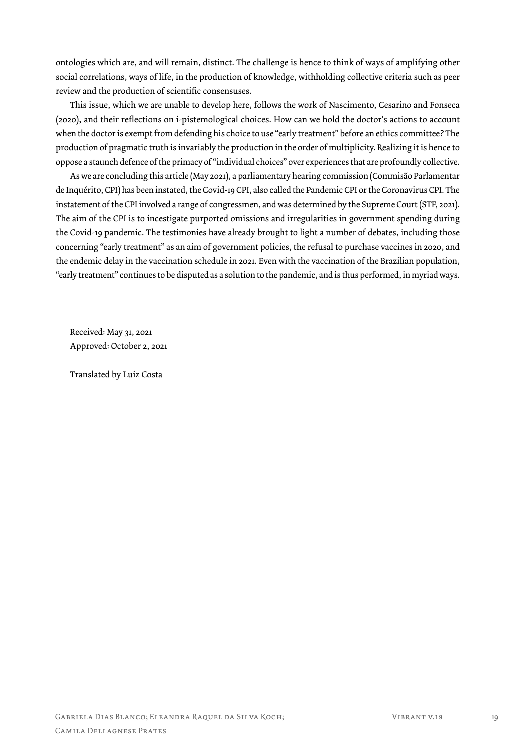ontologies which are, and will remain, distinct. The challenge is hence to think of ways of amplifying other social correlations, ways of life, in the production of knowledge, withholding collective criteria such as peer review and the production of scientific consensuses.

This issue, which we are unable to develop here, follows the work of Nascimento, Cesarino and Fonseca (2020), and their reflections on i-pistemological choices. How can we hold the doctor's actions to account when the doctor is exempt from defending his choice to use "early treatment" before an ethics committee? The production of pragmatic truth is invariably the production in the order of multiplicity. Realizing it is hence to oppose a staunch defence of the primacy of "individual choices" over experiences that are profoundly collective.

As we are concluding this article (May 2021), a parliamentary hearing commission (Commisão Parlamentar de Inquérito, CPI) has been instated, the Covid-19 CPI, also called the Pandemic CPI or the Coronavirus CPI. The instatement of the CPI involved a range of congressmen, and was determined by the Supreme Court (STF, 2021). The aim of the CPI is to incestigate purported omissions and irregularities in government spending during the Covid-19 pandemic. The testimonies have already brought to light a number of debates, including those concerning "early treatment" as an aim of government policies, the refusal to purchase vaccines in 2020, and the endemic delay in the vaccination schedule in 2021. Even with the vaccination of the Brazilian population, "early treatment" continues to be disputed as a solution to the pandemic, and is thus performed, in myriad ways.

Received: May 31, 2021
Approved: October 2, 2021

Translated by Luiz Costa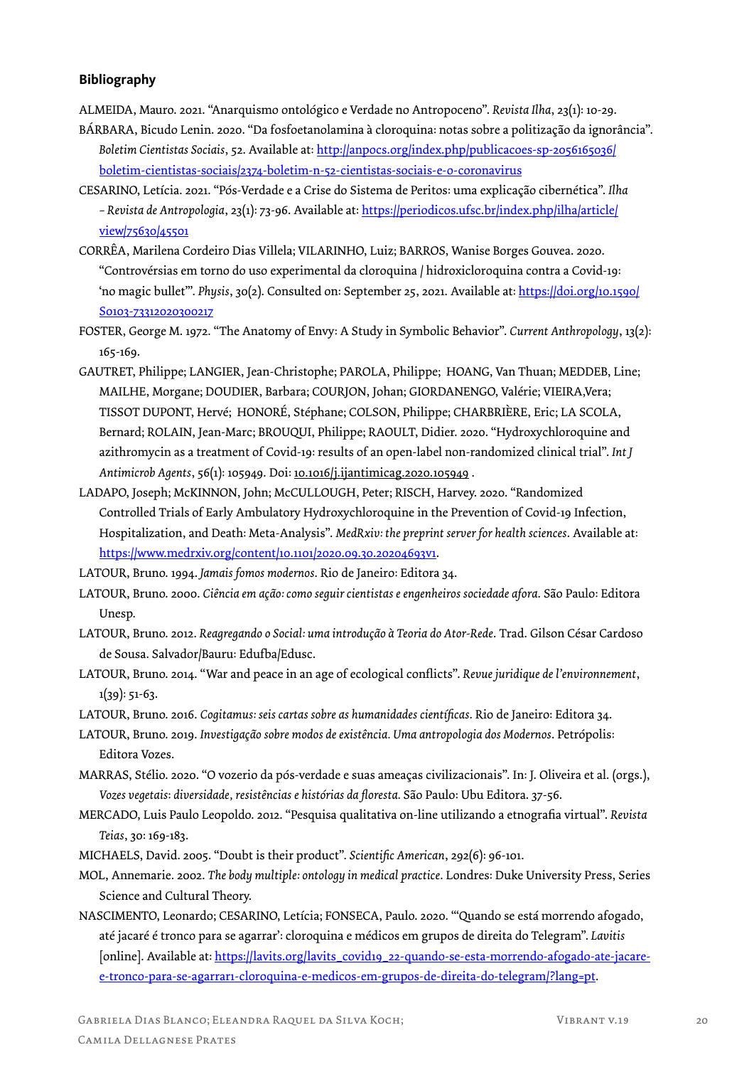### Bibliography

ALMEIDA, Mauro. 2021. "Anarquismo ontológico e Verdade no Antropoceno". *Revista Ilha*, 23(1): 10-29.

BÁRBARA, Bicudo Lenin. 2020. "Da fosfoetanolamina à cloroquina: notas sobre a politização da ignorância". *Boletim Cientistas Sociais*, 52. Available at: http://anpocs.org/index.php/publicacoes-sp-2056165036/boletim-cientistas-sociais/2374-boletim-n-52-cientistas-sociais-e-o-coronavirus

CESARINO, Letícia. 2021. "Pós-Verdade e a Crise do Sistema de Peritos: uma explicação cibernética". *Ilha – Revista de Antropologia*, 23(1): 73-96. Available at: https://periodicos.ufsc.br/index.php/ilha/article/view/75630/45501

CORRÊA, Marilena Cordeiro Dias Villela; VILARINHO, Luiz; BARROS, Wanise Borges Gouvea. 2020. "Controvérsias em torno do uso experimental da cloroquina / hidroxicloroquina contra a Covid-19: 'no magic bullet'". *Physis*, 30(2). Consulted on: September 25, 2021. Available at: https://doi.org/10.1590/S0103-73312020300217

FOSTER, George M. 1972. "The Anatomy of Envy: A Study in Symbolic Behavior". *Current Anthropology*, 13(2): 165-169.

GAUTRET, Philippe; LANGIER, Jean-Christophe; PAROLA, Philippe; HOANG, Van Thuan; MEDDEB, Line; MAILHE, Morgane; DOUDIER, Barbara; COURJON, Johan; GIORDANENGO, Valérie; VIEIRA,Vera; TISSOT DUPONT, Hervé; HONORÉ, Stéphane; COLSON, Philippe; CHARBRIÈRE, Eric; LA SCOLA, Bernard; ROLAIN, Jean-Marc; BROUQUI, Philippe; RAOULT, Didier. 2020. "Hydroxychloroquine and azithromycin as a treatment of Covid-19: results of an open-label non-randomized clinical trial". *Int J Antimicrob Agents*, 56(1): 105949. Doi: 10.1016/j.ijantimicag.2020.105949 .

LADAPO, Joseph; McKINNON, John; McCULLOUGH, Peter; RISCH, Harvey. 2020. "Randomized Controlled Trials of Early Ambulatory Hydroxychloroquine in the Prevention of Covid-19 Infection, Hospitalization, and Death: Meta-Analysis". *MedRxiv: the preprint server for health sciences*. Available at: https://www.medrxiv.org/content/10.1101/2020.09.30.20204693v1.

LATOUR, Bruno. 1994. *Jamais fomos modernos*. Rio de Janeiro: Editora 34.

LATOUR, Bruno. 2000. *Ciência em ação: como seguir cientistas e engenheiros sociedade afora.* São Paulo: Editora Unesp.

LATOUR, Bruno. 2012. *Reagregando o Social: uma introdução à Teoria do Ator-Rede*. Trad. Gilson César Cardoso de Sousa. Salvador/Bauru: Edufba/Edusc.

LATOUR, Bruno. 2014. "War and peace in an age of ecological conflicts". *Revue juridique de l'environnement*, 1(39): 51-63.

LATOUR, Bruno. 2016. *Cogitamus: seis cartas sobre as humanidades científicas*. Rio de Janeiro: Editora 34.

LATOUR, Bruno. 2019. *Investigação sobre modos de existência. Uma antropologia dos Modernos*. Petrópolis: Editora Vozes.

MARRAS, Stélio. 2020. "O vozerio da pós-verdade e suas ameaças civilizacionais". In: J. Oliveira et al. (orgs.), *Vozes vegetais: diversidade, resistências e histórias da floresta.* São Paulo: Ubu Editora. 37-56.

MERCADO, Luis Paulo Leopoldo. 2012. "Pesquisa qualitativa on-line utilizando a etnografia virtual". *Revista Teias*, 30: 169-183.

MICHAELS, David. 2005. "Doubt is their product". *Scientific American*, 292(6): 96-101.

MOL, Annemarie. 2002. *The body multiple: ontology in medical practice*. Londres: Duke University Press, Series Science and Cultural Theory.

NASCIMENTO, Leonardo; CESARINO, Letícia; FONSECA, Paulo. 2020. "'Quando se está morrendo afogado, até jacaré é tronco para se agarrar': cloroquina e médicos em grupos de direita do Telegram". *Lavitis* [online]. Available at: https://lavits.org/lavits_covid19_22-quando-se-esta-morrendo-afogado-ate-jacare-e-tronco-para-se-agarrar1-cloroquina-e-medicos-em-grupos-de-direita-do-telegram/?lang=pt.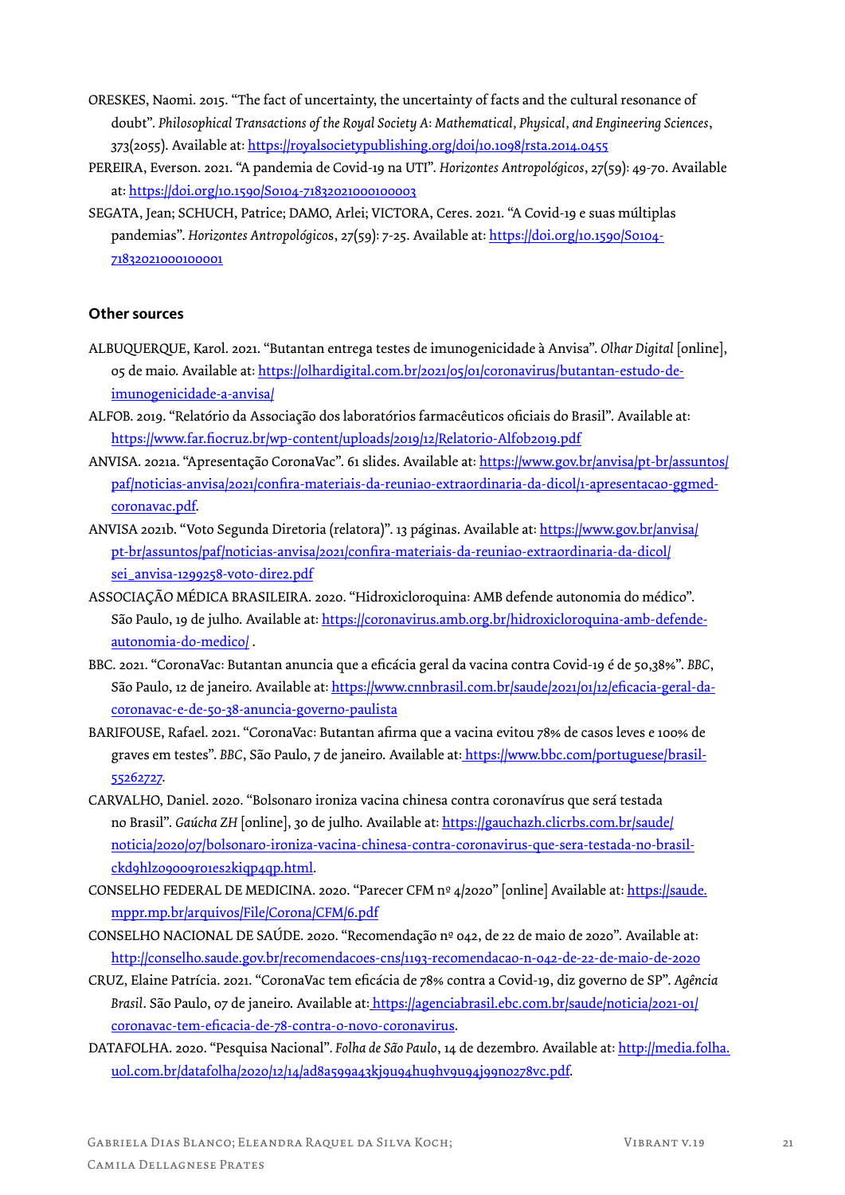ORESKES, Naomi. 2015. "The fact of uncertainty, the uncertainty of facts and the cultural resonance of doubt". *Philosophical Transactions of the Royal Society A: Mathematical, Physical, and Engineering Sciences*, 373(2055). Available at: https://royalsocietypublishing.org/doi/10.1098/rsta.2014.0455

PEREIRA, Everson. 2021. "A pandemia de Covid-19 na UTI". *Horizontes Antropológicos*, 27(59): 49-70. Available at: https://doi.org/10.1590/S0104-71832021000100003

SEGATA, Jean; SCHUCH, Patrice; DAMO, Arlei; VICTORA, Ceres. 2021. "A Covid-19 e suas múltiplas pandemias". *Horizontes Antropológicos*, 27(59): 7-25. Available at: https://doi.org/10.1590/S0104-71832021000100001

### Other sources

ALBUQUERQUE, Karol. 2021. "Butantan entrega testes de imunogenicidade à Anvisa". *Olhar Digital* [online], 05 de maio. Available at: https://olhardigital.com.br/2021/05/01/coronavirus/butantan-estudo-de-imunogenicidade-a-anvisa/

ALFOB. 2019. "Relatório da Associação dos laboratórios farmacêuticos oficiais do Brasil". Available at: https://www.far.fiocruz.br/wp-content/uploads/2019/12/Relatorio-Alfob2019.pdf

ANVISA. 2021a. "Apresentação CoronaVac". 61 slides. Available at: https://www.gov.br/anvisa/pt-br/assuntos/paf/noticias-anvisa/2021/confira-materiais-da-reuniao-extraordinaria-da-dicol/1-apresentacao-ggmed-coronavac.pdf.

ANVISA 2021b. "Voto Segunda Diretoria (relatora)". 13 páginas. Available at: https://www.gov.br/anvisa/pt-br/assuntos/paf/noticias-anvisa/2021/confira-materiais-da-reuniao-extraordinaria-da-dicol/sei_anvisa-1299258-voto-dire2.pdf

ASSOCIAÇÃO MÉDICA BRASILEIRA. 2020. "Hidroxicloroquina: AMB defende autonomia do médico". São Paulo, 19 de julho. Available at: https://coronavirus.amb.org.br/hidroxicloroquina-amb-defende-autonomia-do-medico/ .

BBC. 2021. "CoronaVac: Butantan anuncia que a eficácia geral da vacina contra Covid-19 é de 50,38%". *BBC*, São Paulo, 12 de janeiro. Available at: https://www.cnnbrasil.com.br/saude/2021/01/12/eficacia-geral-da-coronavac-e-de-50-38-anuncia-governo-paulista

BARIFOUSE, Rafael. 2021. "CoronaVac: Butantan afirma que a vacina evitou 78% de casos leves e 100% de graves em testes". *BBC*, São Paulo, 7 de janeiro. Available at: https://www.bbc.com/portuguese/brasil-55262727.

CARVALHO, Daniel. 2020. "Bolsonaro ironiza vacina chinesa contra coronavírus que será testada no Brasil". *Gaúcha ZH* [online], 30 de julho. Available at: https://gauchazh.clicrbs.com.br/saude/noticia/2020/07/bolsonaro-ironiza-vacina-chinesa-contra-coronavirus-que-sera-testada-no-brasil-ckd9hlz09009r01es2kiqp4qp.html.

CONSELHO FEDERAL DE MEDICINA. 2020. "Parecer CFM nº 4/2020" [online] Available at: https://saude.mppr.mp.br/arquivos/File/Corona/CFM/6.pdf

CONSELHO NACIONAL DE SAÚDE. 2020. "Recomendação nº 042, de 22 de maio de 2020". Available at: http://conselho.saude.gov.br/recomendacoes-cns/1193-recomendacao-n-042-de-22-de-maio-de-2020

CRUZ, Elaine Patrícia. 2021. "CoronaVac tem eficácia de 78% contra a Covid-19, diz governo de SP". *Agência Brasil*. São Paulo, 07 de janeiro. Available at: https://agenciabrasil.ebc.com.br/saude/noticia/2021-01/coronavac-tem-eficacia-de-78-contra-o-novo-coronavirus.

DATAFOLHA. 2020. "Pesquisa Nacional". *Folha de São Paulo*, 14 de dezembro. Available at: http://media.folha.uol.com.br/datafolha/2020/12/14/ad8a599a43kj9u94hu9hv9u94j99n0278vc.pdf.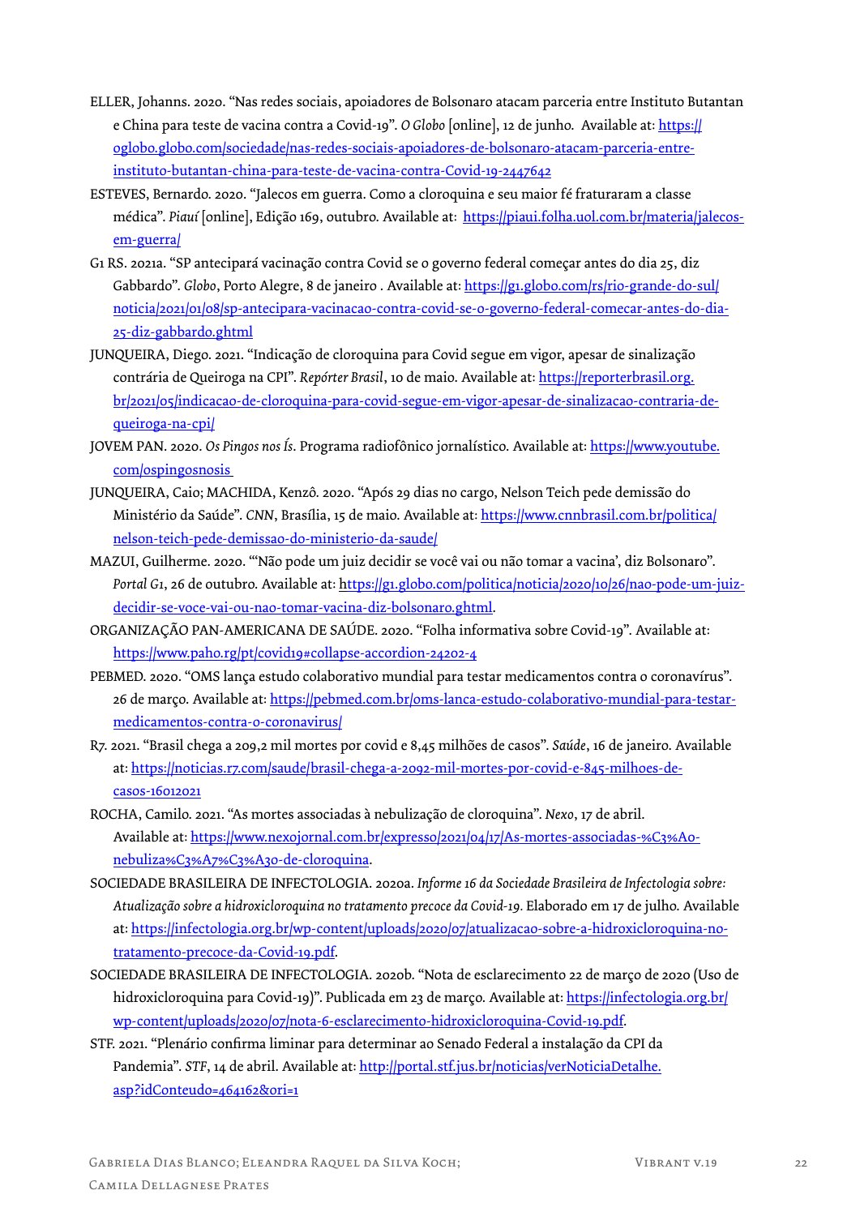ELLER, Johanns. 2020. "Nas redes sociais, apoiadores de Bolsonaro atacam parceria entre Instituto Butantan e China para teste de vacina contra a Covid-19". *O Globo* [online], 12 de junho. Available at: https://oglobo.globo.com/sociedade/nas-redes-sociais-apoiadores-de-bolsonaro-atacam-parceria-entre-instituto-butantan-china-para-teste-de-vacina-contra-Covid-19-2447642

ESTEVES, Bernardo. 2020. "Jalecos em guerra. Como a cloroquina e seu maior fé fraturaram a classe médica". *Piauí* [online], Edição 169, outubro. Available at: https://piaui.folha.uol.com.br/materia/jalecos-em-guerra/

G1 RS. 2021a. "SP antecipará vacinação contra Covid se o governo federal começar antes do dia 25, diz Gabbardo". *Globo*, Porto Alegre, 8 de janeiro . Available at: https://g1.globo.com/rs/rio-grande-do-sul/noticia/2021/01/08/sp-antecipara-vacinacao-contra-covid-se-o-governo-federal-comecar-antes-do-dia-25-diz-gabbardo.ghtml

JUNQUEIRA, Diego. 2021. "Indicação de cloroquina para Covid segue em vigor, apesar de sinalização contrária de Queiroga na CPI". *Repórter Brasil*, 10 de maio. Available at: https://reporterbrasil.org.br/2021/05/indicacao-de-cloroquina-para-covid-segue-em-vigor-apesar-de-sinalizacao-contraria-de-queiroga-na-cpi/

JOVEM PAN. 2020. *Os Pingos nos Ís*. Programa radiofônico jornalístico. Available at: https://www.youtube.com/ospingosnosis

JUNQUEIRA, Caio; MACHIDA, Kenzô. 2020. "Após 29 dias no cargo, Nelson Teich pede demissão do Ministério da Saúde". *CNN*, Brasília, 15 de maio. Available at: https://www.cnnbrasil.com.br/politica/nelson-teich-pede-demissao-do-ministerio-da-saude/

MAZUI, Guilherme. 2020. "'Não pode um juiz decidir se você vai ou não tomar a vacina', diz Bolsonaro". *Portal G1*, 26 de outubro. Available at: https://g1.globo.com/politica/noticia/2020/10/26/nao-pode-um-juiz-decidir-se-voce-vai-ou-nao-tomar-vacina-diz-bolsonaro.ghtml.

ORGANIZAÇÃO PAN-AMERICANA DE SAÚDE. 2020. "Folha informativa sobre Covid-19". Available at: https://www.paho.rg/pt/covid19#collapse-accordion-24202-4

PEBMED. 2020. "OMS lança estudo colaborativo mundial para testar medicamentos contra o coronavírus". 26 de março. Available at: https://pebmed.com.br/oms-lanca-estudo-colaborativo-mundial-para-testar-medicamentos-contra-o-coronavirus/

R7. 2021. "Brasil chega a 209,2 mil mortes por covid e 8,45 milhões de casos". *Saúde*, 16 de janeiro. Available at: https://noticias.r7.com/saude/brasil-chega-a-2092-mil-mortes-por-covid-e-845-milhoes-de-casos-16012021

ROCHA, Camilo. 2021. "As mortes associadas à nebulização de cloroquina". *Nexo*, 17 de abril. Available at: https://www.nexojornal.com.br/expresso/2021/04/17/As-mortes-associadas-%C3%A0-nebuliza%C3%A7%C3%A3o-de-cloroquina.

SOCIEDADE BRASILEIRA DE INFECTOLOGIA. 2020a. *Informe 16 da Sociedade Brasileira de Infectologia sobre: Atualização sobre a hidroxicloroquina no tratamento precoce da Covid-19*. Elaborado em 17 de julho. Available at: https://infectologia.org.br/wp-content/uploads/2020/07/atualizacao-sobre-a-hidroxicloroquina-no-tratamento-precoce-da-Covid-19.pdf.

SOCIEDADE BRASILEIRA DE INFECTOLOGIA. 2020b. "Nota de esclarecimento 22 de março de 2020 (Uso de hidroxicloroquina para Covid-19)". Publicada em 23 de março. Available at: https://infectologia.org.br/wp-content/uploads/2020/07/nota-6-esclarecimento-hidroxicloroquina-Covid-19.pdf.

STF. 2021. "Plenário confirma liminar para determinar ao Senado Federal a instalação da CPI da Pandemia". *STF*, 14 de abril. Available at: http://portal.stf.jus.br/noticias/verNoticiaDetalhe.asp?idConteudo=464162&ori=1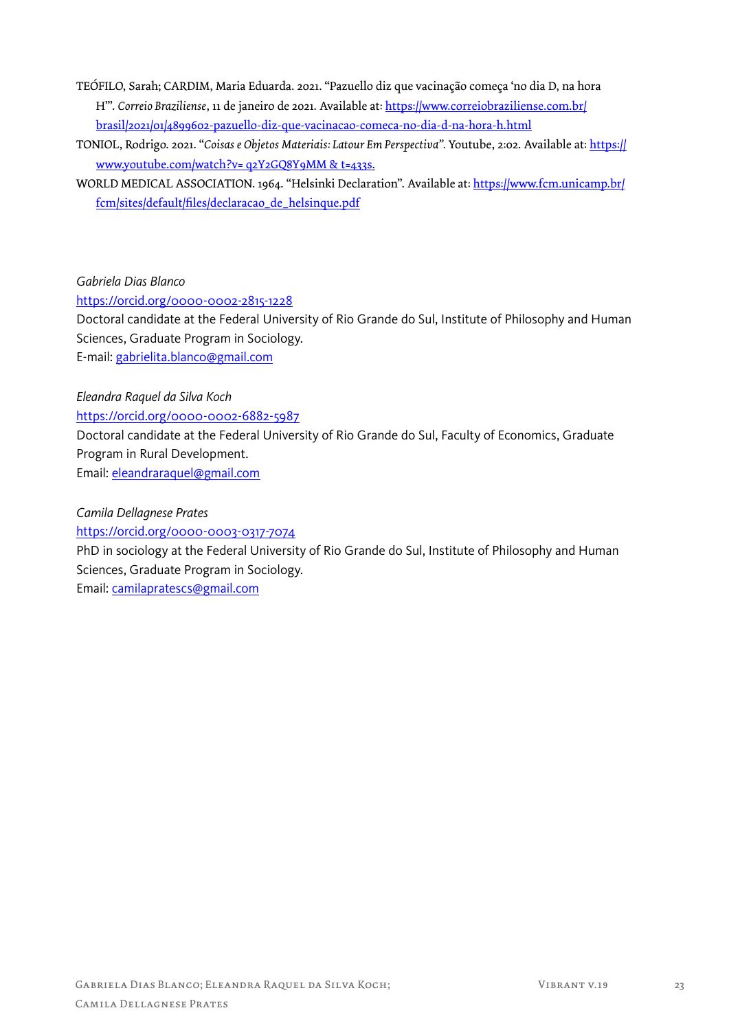TEÓFILO, Sarah; CARDIM, Maria Eduarda. 2021. "Pazuello diz que vacinação começa 'no dia D, na hora H'". *Correio Braziliense*, 11 de janeiro de 2021. Available at: https://www.correiobraziliense.com.br/brasil/2021/01/4899602-pazuello-diz-que-vacinacao-comeca-no-dia-d-na-hora-h.html

TONIOL, Rodrigo. 2021. "*Coisas e Objetos Materiais: Latour Em Perspectiva*". Youtube, 2:02. Available at: https://www.youtube.com/watch?v= q2Y2GQ8Y9MM & t=433s.

WORLD MEDICAL ASSOCIATION. 1964. "Helsinki Declaration". Available at: https://www.fcm.unicamp.br/fcm/sites/default/files/declaracao_de_helsinque.pdf

*Gabriela Dias Blanco*
https://orcid.org/0000-0002-2815-1228
Doctoral candidate at the Federal University of Rio Grande do Sul, Institute of Philosophy and Human Sciences, Graduate Program in Sociology.
E-mail: gabrielita.blanco@gmail.com

*Eleandra Raquel da Silva Koch*
https://orcid.org/0000-0002-6882-5987
Doctoral candidate at the Federal University of Rio Grande do Sul, Faculty of Economics, Graduate Program in Rural Development.
Email: eleandraraquel@gmail.com

*Camila Dellagnese Prates*
https://orcid.org/0000-0003-0317-7074
PhD in sociology at the Federal University of Rio Grande do Sul, Institute of Philosophy and Human Sciences, Graduate Program in Sociology.
Email: camilapratescs@gmail.com